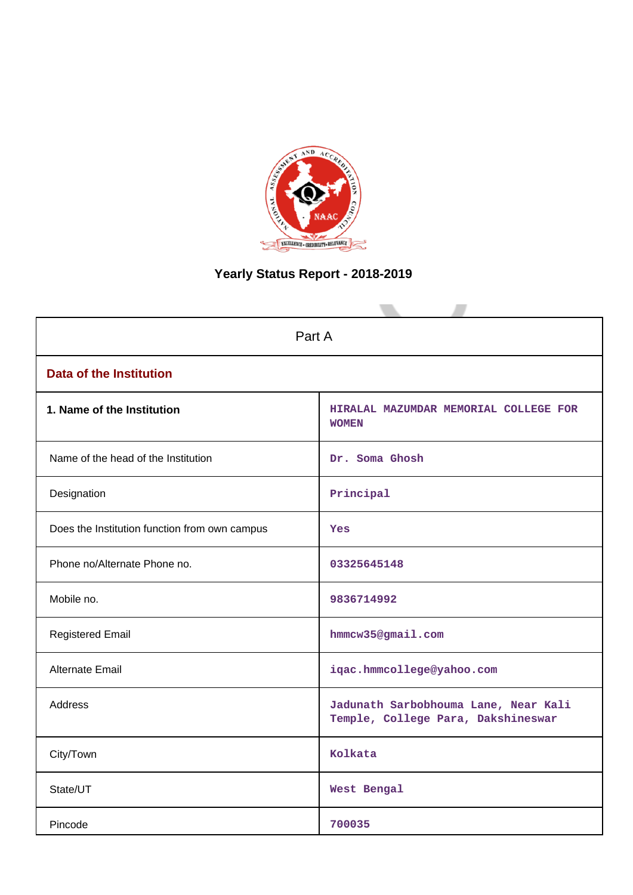# Yearly Status Report - 2018-2019

| Part A | |
|---|---|
| **Data of the Institution** | |
| **1. Name of the Institution** | HIRALAL MAZUMDAR MEMORIAL COLLEGE FOR WOMEN |
| Name of the head of the Institution | Dr. Soma Ghosh |
| Designation | Principal |
| Does the Institution function from own campus | Yes |
| Phone no/Alternate Phone no. | 03325645148 |
| Mobile no. | 9836714992 |
| Registered Email | hmmcw35@gmail.com |
| Alternate Email | iqac.hmmcollege@yahoo.com |
| Address | Jadunath Sarbobhouma Lane, Near Kali Temple, College Para, Dakshineswar |
| City/Town | Kolkata |
| State/UT | West Bengal |
| Pincode | 700035 |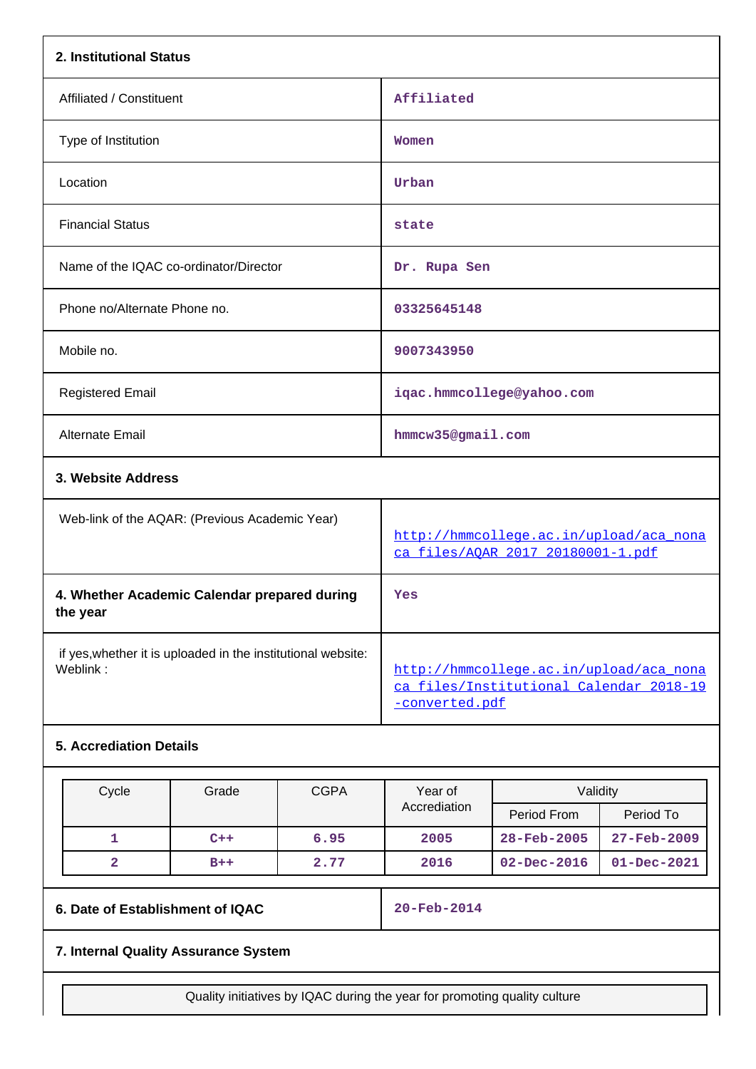## 2. Institutional Status

| | |
|---|---|
| Affiliated / Constituent | Affiliated |
| Type of Institution | Women |
| Location | Urban |
| Financial Status | state |
| Name of the IQAC co-ordinator/Director | Dr. Rupa Sen |
| Phone no/Alternate Phone no. | 03325645148 |
| Mobile no. | 9007343950 |
| Registered Email | iqac.hmmcollege@yahoo.com |
| Alternate Email | hmmcw35@gmail.com |

## 3. Website Address

| | |
|---|---|
| Web-link of the AQAR: (Previous Academic Year) | http://hmmcollege.ac.in/upload/aca_nonaca_files/AQAR_2017_20180001-1.pdf |

| | |
|---|---|
| **4. Whether Academic Calendar prepared during the year** | Yes |
| if yes,whether it is uploaded in the institutional website: Weblink : | http://hmmcollege.ac.in/upload/aca_nonaca_files/Institutional_Calendar_2018-19-converted.pdf |

## 5. Accrediation Details

| Cycle | Grade | CGPA | Year of Accrediation | Validity | |
|---|---|---|---|---|---|
| | | | | Period From | Period To |
| 1 | C++ | 6.95 | 2005 | 28-Feb-2005 | 27-Feb-2009 |
| 2 | B++ | 2.77 | 2016 | 02-Dec-2016 | 01-Dec-2021 |

| | |
|---|---|
| **6. Date of Establishment of IQAC** | 20-Feb-2014 |

## 7. Internal Quality Assurance System

| Quality initiatives by IQAC during the year for promoting quality culture |
|---|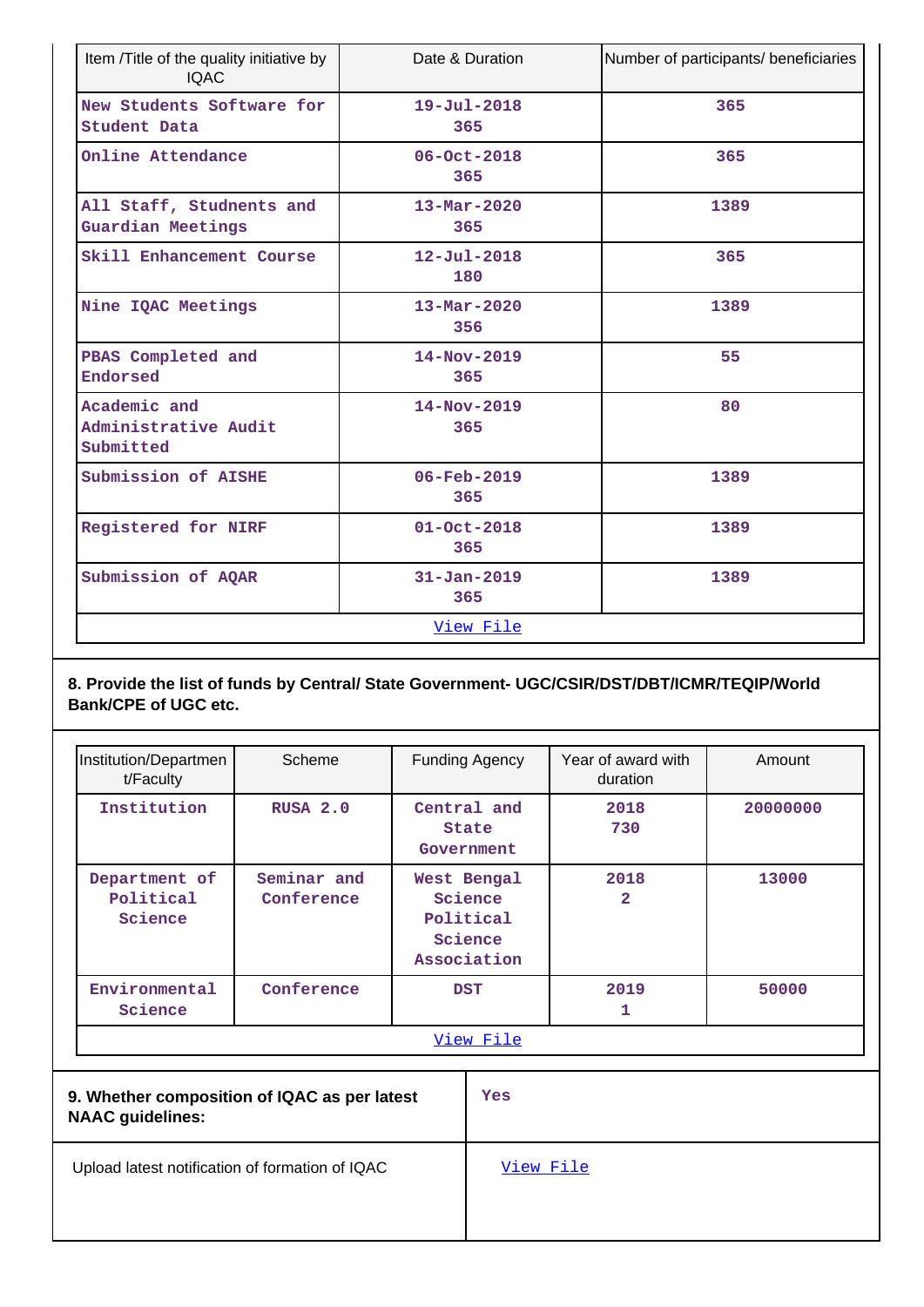| Item /Title of the quality initiative by IQAC | Date & Duration | Number of participants/ beneficiaries |
|---|---|---|
| New Students Software for Student Data | 19-Jul-2018<br>365 | 365 |
| Online Attendance | 06-Oct-2018<br>365 | 365 |
| All Staff, Studnents and Guardian Meetings | 13-Mar-2020<br>365 | 1389 |
| Skill Enhancement Course | 12-Jul-2018<br>180 | 365 |
| Nine IQAC Meetings | 13-Mar-2020<br>356 | 1389 |
| PBAS Completed and Endorsed | 14-Nov-2019<br>365 | 55 |
| Academic and Administrative Audit Submitted | 14-Nov-2019<br>365 | 80 |
| Submission of AISHE | 06-Feb-2019<br>365 | 1389 |
| Registered for NIRF | 01-Oct-2018<br>365 | 1389 |
| Submission of AQAR | 31-Jan-2019<br>365 | 1389 |
| View File | | |

**8. Provide the list of funds by Central/ State Government- UGC/CSIR/DST/DBT/ICMR/TEQIP/World Bank/CPE of UGC etc.**

| Institution/Department/Faculty | Scheme | Funding Agency | Year of award with duration | Amount |
|---|---|---|---|---|
| Institution | RUSA 2.0 | Central and State Government | 2018<br>730 | 20000000 |
| Department of Political Science | Seminar and Conference | West Bengal Science Political Science Association | 2018<br>2 | 13000 |
| Environmental Science | Conference | DST | 2019<br>1 | 50000 |
| View File | | | | |

| | |
|---|---|
| **9. Whether composition of IQAC as per latest NAAC guidelines:** | Yes |
| Upload latest notification of formation of IQAC | View File |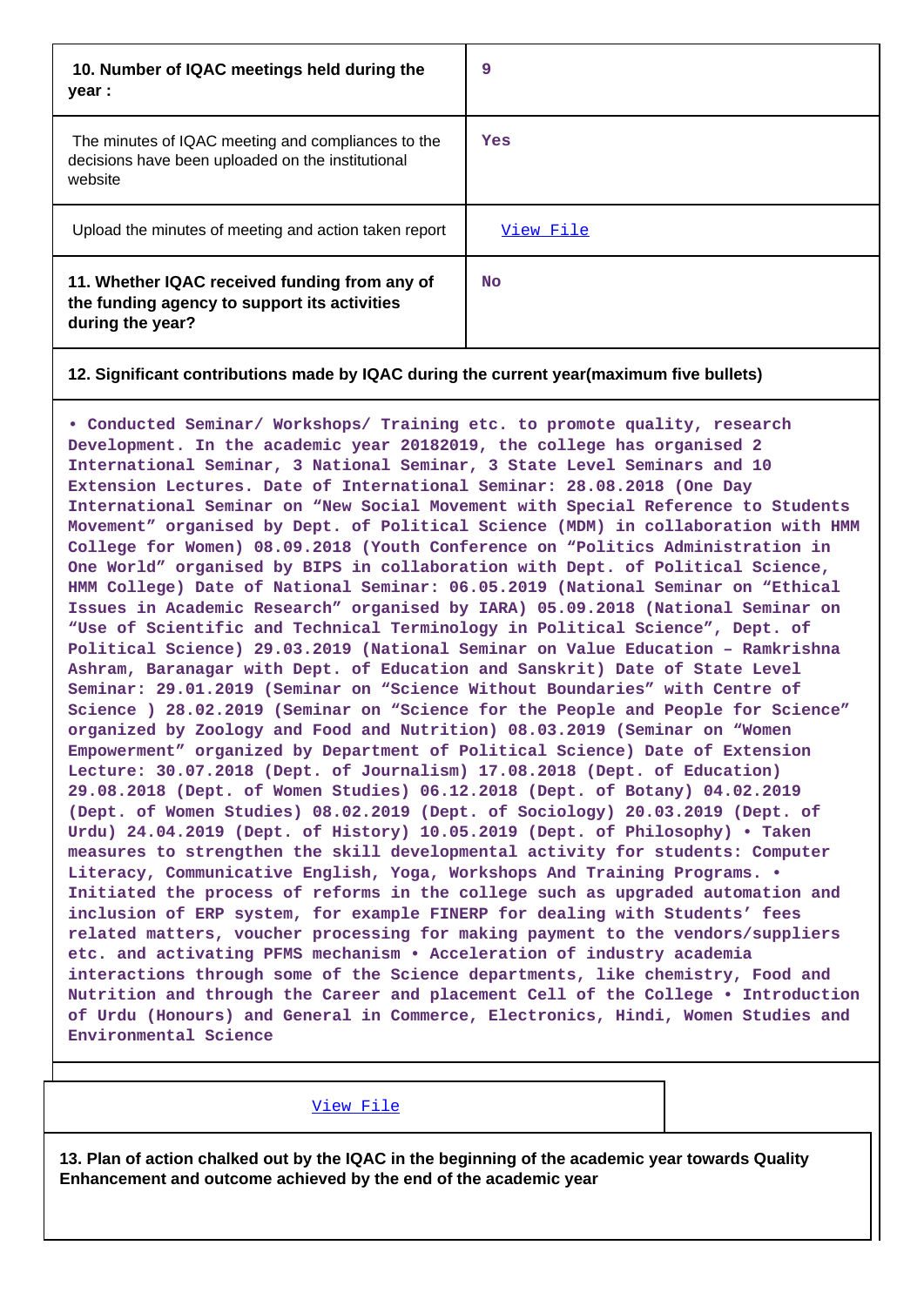| | |
|---|---|
| **10. Number of IQAC meetings held during the year :** | **9** |
| The minutes of IQAC meeting and compliances to the decisions have been uploaded on the institutional website | **Yes** |
| Upload the minutes of meeting and action taken report | View File |
| **11. Whether IQAC received funding from any of the funding agency to support its activities during the year?** | **No** |

**12. Significant contributions made by IQAC during the current year(maximum five bullets)**

• Conducted Seminar/ Workshops/ Training etc. to promote quality, research Development. In the academic year 20182019, the college has organised 2 International Seminar, 3 National Seminar, 3 State Level Seminars and 10 Extension Lectures. Date of International Seminar: 28.08.2018 (One Day International Seminar on "New Social Movement with Special Reference to Students Movement" organised by Dept. of Political Science (MDM) in collaboration with HMM College for Women) 08.09.2018 (Youth Conference on "Politics Administration in One World" organised by BIPS in collaboration with Dept. of Political Science, HMM College) Date of National Seminar: 06.05.2019 (National Seminar on "Ethical Issues in Academic Research" organised by IARA) 05.09.2018 (National Seminar on "Use of Scientific and Technical Terminology in Political Science", Dept. of Political Science) 29.03.2019 (National Seminar on Value Education – Ramkrishna Ashram, Baranagar with Dept. of Education and Sanskrit) Date of State Level Seminar: 29.01.2019 (Seminar on "Science Without Boundaries" with Centre of Science ) 28.02.2019 (Seminar on "Science for the People and People for Science" organized by Zoology and Food and Nutrition) 08.03.2019 (Seminar on "Women Empowerment" organized by Department of Political Science) Date of Extension Lecture: 30.07.2018 (Dept. of Journalism) 17.08.2018 (Dept. of Education) 29.08.2018 (Dept. of Women Studies) 06.12.2018 (Dept. of Botany) 04.02.2019 (Dept. of Women Studies) 08.02.2019 (Dept. of Sociology) 20.03.2019 (Dept. of Urdu) 24.04.2019 (Dept. of History) 10.05.2019 (Dept. of Philosophy) • Taken measures to strengthen the skill developmental activity for students: Computer Literacy, Communicative English, Yoga, Workshops And Training Programs. • Initiated the process of reforms in the college such as upgraded automation and inclusion of ERP system, for example FINERP for dealing with Students' fees related matters, voucher processing for making payment to the vendors/suppliers etc. and activating PFMS mechanism • Acceleration of industry academia interactions through some of the Science departments, like chemistry, Food and Nutrition and through the Career and placement Cell of the College • Introduction of Urdu (Honours) and General in Commerce, Electronics, Hindi, Women Studies and Environmental Science

View File

**13. Plan of action chalked out by the IQAC in the beginning of the academic year towards Quality Enhancement and outcome achieved by the end of the academic year**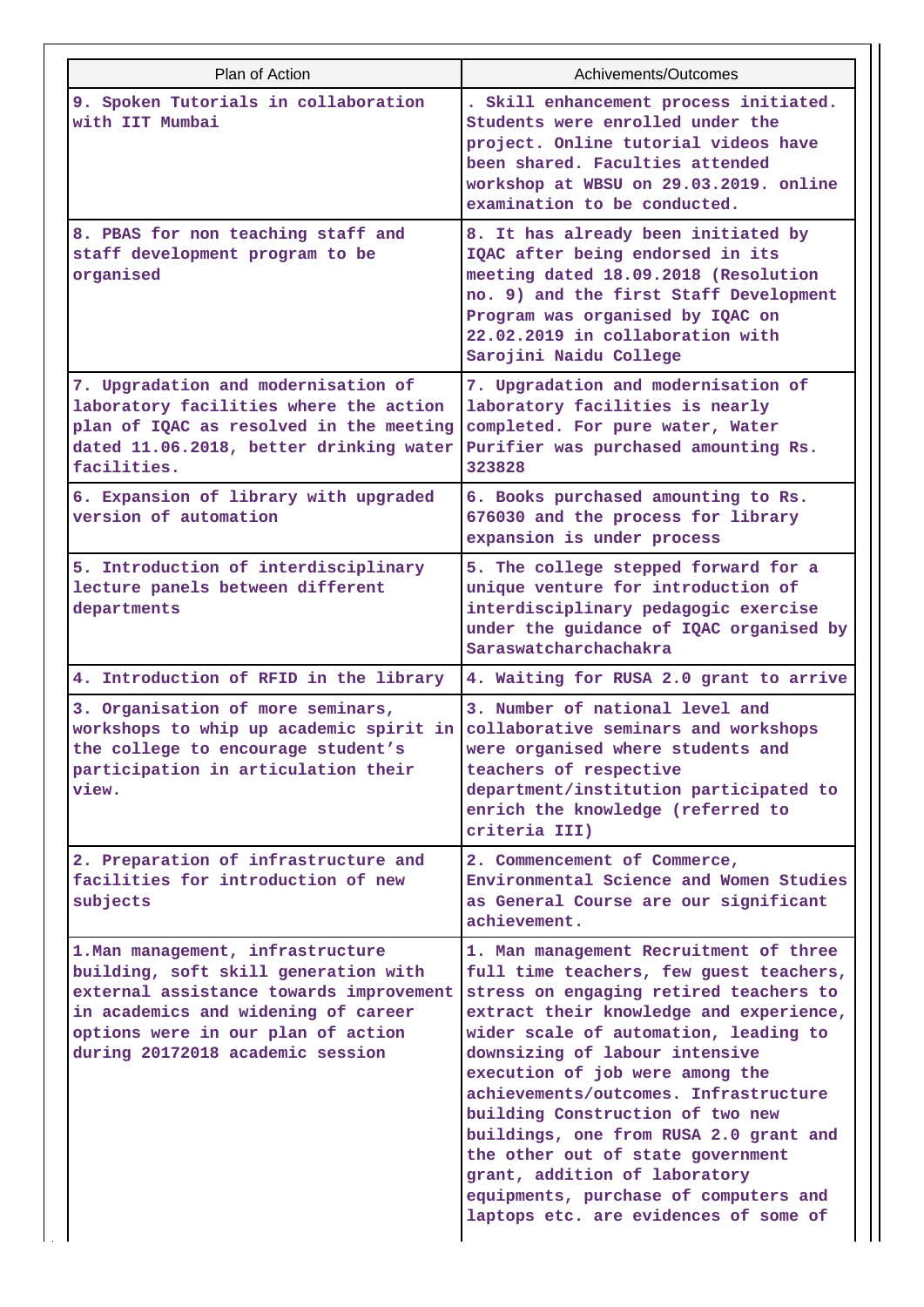| Plan of Action | Achivements/Outcomes |
|---|---|
| 9. Spoken Tutorials in collaboration with IIT Mumbai | . Skill enhancement process initiated. Students were enrolled under the project. Online tutorial videos have been shared. Faculties attended workshop at WBSU on 29.03.2019. online examination to be conducted. |
| 8. PBAS for non teaching staff and staff development program to be organised | 8. It has already been initiated by IQAC after being endorsed in its meeting dated 18.09.2018 (Resolution no. 9) and the first Staff Development Program was organised by IQAC on 22.02.2019 in collaboration with Sarojini Naidu College |
| 7. Upgradation and modernisation of laboratory facilities where the action plan of IQAC as resolved in the meeting dated 11.06.2018, better drinking water facilities. | 7. Upgradation and modernisation of laboratory facilities is nearly completed. For pure water, Water Purifier was purchased amounting Rs. 323828 |
| 6. Expansion of library with upgraded version of automation | 6. Books purchased amounting to Rs. 676030 and the process for library expansion is under process |
| 5. Introduction of interdisciplinary lecture panels between different departments | 5. The college stepped forward for a unique venture for introduction of interdisciplinary pedagogic exercise under the guidance of IQAC organised by Saraswatcharchachakra |
| 4. Introduction of RFID in the library | 4. Waiting for RUSA 2.0 grant to arrive |
| 3. Organisation of more seminars, workshops to whip up academic spirit in the college to encourage student's participation in articulation their view. | 3. Number of national level and collaborative seminars and workshops were organised where students and teachers of respective department/institution participated to enrich the knowledge (referred to criteria III) |
| 2. Preparation of infrastructure and facilities for introduction of new subjects | 2. Commencement of Commerce, Environmental Science and Women Studies as General Course are our significant achievement. |
| 1.Man management, infrastructure building, soft skill generation with external assistance towards improvement in academics and widening of career options were in our plan of action during 20172018 academic session | 1. Man management Recruitment of three full time teachers, few guest teachers, stress on engaging retired teachers to extract their knowledge and experience, wider scale of automation, leading to downsizing of labour intensive execution of job were among the achievements/outcomes. Infrastructure building Construction of two new buildings, one from RUSA 2.0 grant and the other out of state government grant, addition of laboratory equipments, purchase of computers and laptops etc. are evidences of some of |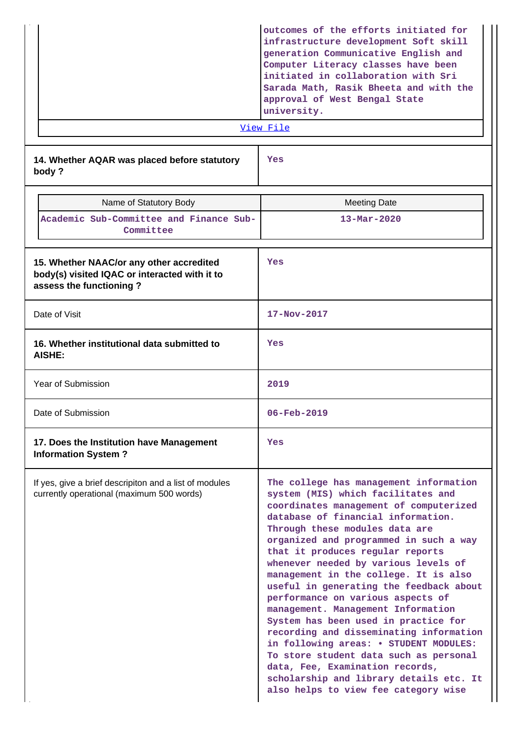| | |
|---|---|
| | outcomes of the efforts initiated for infrastructure development Soft skill generation Communicative English and Computer Literacy classes have been initiated in collaboration with Sri Sarada Math, Rasik Bheeta and with the approval of West Bengal State university. |

[View File]

| | |
|---|---|
| **14. Whether AQAR was placed before statutory body ?** | Yes |

| Name of Statutory Body | Meeting Date |
|---|---|
| Academic Sub-Committee and Finance Sub-Committee | 13-Mar-2020 |

| | |
|---|---|
| **15. Whether NAAC/or any other accredited body(s) visited IQAC or interacted with it to assess the functioning ?** | Yes |
| Date of Visit | 17-Nov-2017 |
| **16. Whether institutional data submitted to AISHE:** | Yes |
| Year of Submission | 2019 |
| Date of Submission | 06-Feb-2019 |
| **17. Does the Institution have Management Information System ?** | Yes |
| If yes, give a brief descripiton and a list of modules currently operational (maximum 500 words) | The college has management information system (MIS) which facilitates and coordinates management of computerized database of financial information. Through these modules data are organized and programmed in such a way that it produces regular reports whenever needed by various levels of management in the college. It is also useful in generating the feedback about performance on various aspects of management. Management Information System has been used in practice for recording and disseminating information in following areas: • STUDENT MODULES: To store student data such as personal data, Fee, Examination records, scholarship and library details etc. It also helps to view fee category wise |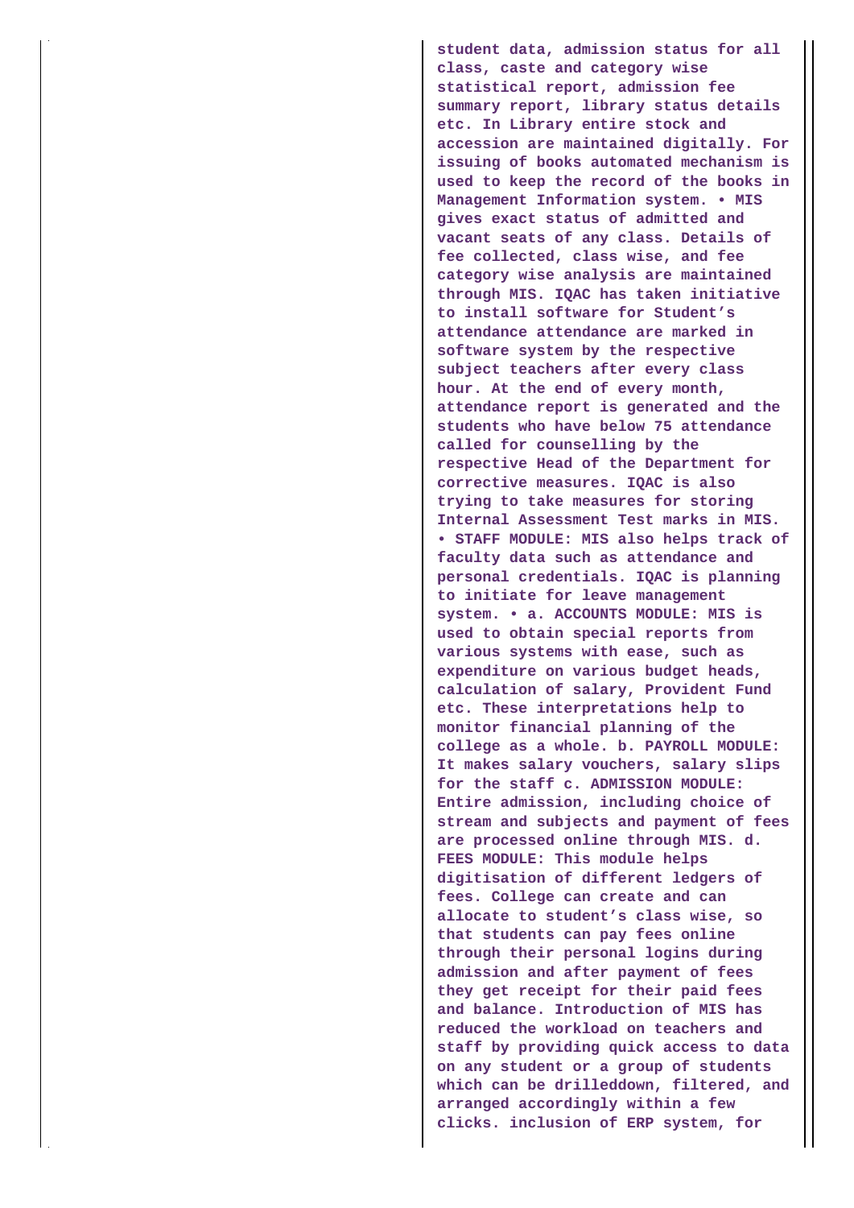| | |
|---|---|
| | **student data, admission status for all class, caste and category wise statistical report, admission fee summary report, library status details etc. In Library entire stock and accession are maintained digitally. For issuing of books automated mechanism is used to keep the record of the books in Management Information system. • MIS gives exact status of admitted and vacant seats of any class. Details of fee collected, class wise, and fee category wise analysis are maintained through MIS. IQAC has taken initiative to install software for Student's attendance attendance are marked in software system by the respective subject teachers after every class hour. At the end of every month, attendance report is generated and the students who have below 75 attendance called for counselling by the respective Head of the Department for corrective measures. IQAC is also trying to take measures for storing Internal Assessment Test marks in MIS. • STAFF MODULE: MIS also helps track of faculty data such as attendance and personal credentials. IQAC is planning to initiate for leave management system. • a. ACCOUNTS MODULE: MIS is used to obtain special reports from various systems with ease, such as expenditure on various budget heads, calculation of salary, Provident Fund etc. These interpretations help to monitor financial planning of the college as a whole. b. PAYROLL MODULE: It makes salary vouchers, salary slips for the staff c. ADMISSION MODULE: Entire admission, including choice of stream and subjects and payment of fees are processed online through MIS. d. FEES MODULE: This module helps digitisation of different ledgers of fees. College can create and can allocate to student's class wise, so that students can pay fees online through their personal logins during admission and after payment of fees they get receipt for their paid fees and balance. Introduction of MIS has reduced the workload on teachers and staff by providing quick access to data on any student or a group of students which can be drilleddown, filtered, and arranged accordingly within a few clicks. inclusion of ERP system, for** |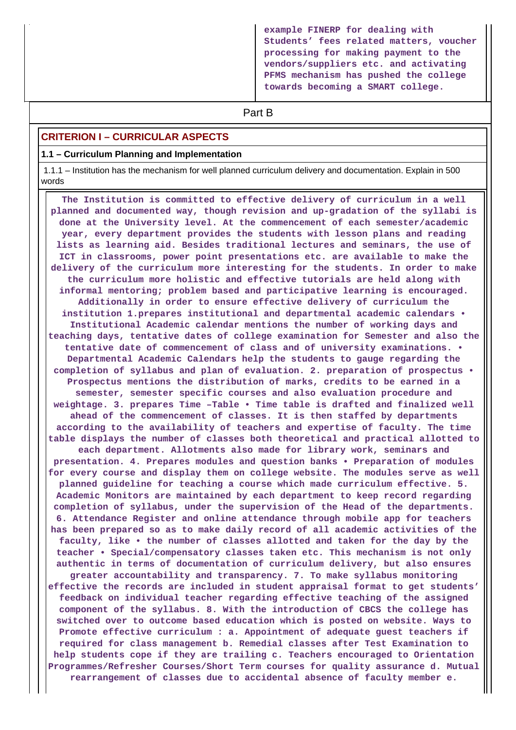example FINERP for dealing with Students' fees related matters, voucher processing for making payment to the vendors/suppliers etc. and activating PFMS mechanism has pushed the college towards becoming a SMART college.

Part B

## CRITERION I – CURRICULAR ASPECTS

### 1.1 – Curriculum Planning and Implementation

1.1.1 – Institution has the mechanism for well planned curriculum delivery and documentation. Explain in 500 words

**The Institution is committed to effective delivery of curriculum in a well planned and documented way, though revision and up-gradation of the syllabi is done at the University level. At the commencement of each semester/academic year, every department provides the students with lesson plans and reading lists as learning aid. Besides traditional lectures and seminars, the use of ICT in classrooms, power point presentations etc. are available to make the delivery of the curriculum more interesting for the students. In order to make the curriculum more holistic and effective tutorials are held along with informal mentoring; problem based and participative learning is encouraged. Additionally in order to ensure effective delivery of curriculum the institution 1.prepares institutional and departmental academic calendars • Institutional Academic calendar mentions the number of working days and teaching days, tentative dates of college examination for Semester and also the tentative date of commencement of class and of university examinations. • Departmental Academic Calendars help the students to gauge regarding the completion of syllabus and plan of evaluation. 2. preparation of prospectus • Prospectus mentions the distribution of marks, credits to be earned in a semester, semester specific courses and also evaluation procedure and weightage. 3. prepares Time –Table • Time table is drafted and finalized well ahead of the commencement of classes. It is then staffed by departments according to the availability of teachers and expertise of faculty. The time table displays the number of classes both theoretical and practical allotted to each department. Allotments also made for library work, seminars and presentation. 4. Prepares modules and question banks • Preparation of modules for every course and display them on college website. The modules serve as well planned guideline for teaching a course which made curriculum effective. 5. Academic Monitors are maintained by each department to keep record regarding completion of syllabus, under the supervision of the Head of the departments. 6. Attendance Register and online attendance through mobile app for teachers has been prepared so as to make daily record of all academic activities of the faculty, like • the number of classes allotted and taken for the day by the teacher • Special/compensatory classes taken etc. This mechanism is not only authentic in terms of documentation of curriculum delivery, but also ensures greater accountability and transparency. 7. To make syllabus monitoring effective the records are included in student appraisal format to get students' feedback on individual teacher regarding effective teaching of the assigned component of the syllabus. 8. With the introduction of CBCS the college has switched over to outcome based education which is posted on website. Ways to Promote effective curriculum : a. Appointment of adequate guest teachers if required for class management b. Remedial classes after Test Examination to help students cope if they are trailing c. Teachers encouraged to Orientation Programmes/Refresher Courses/Short Term courses for quality assurance d. Mutual rearrangement of classes due to accidental absence of faculty member e.**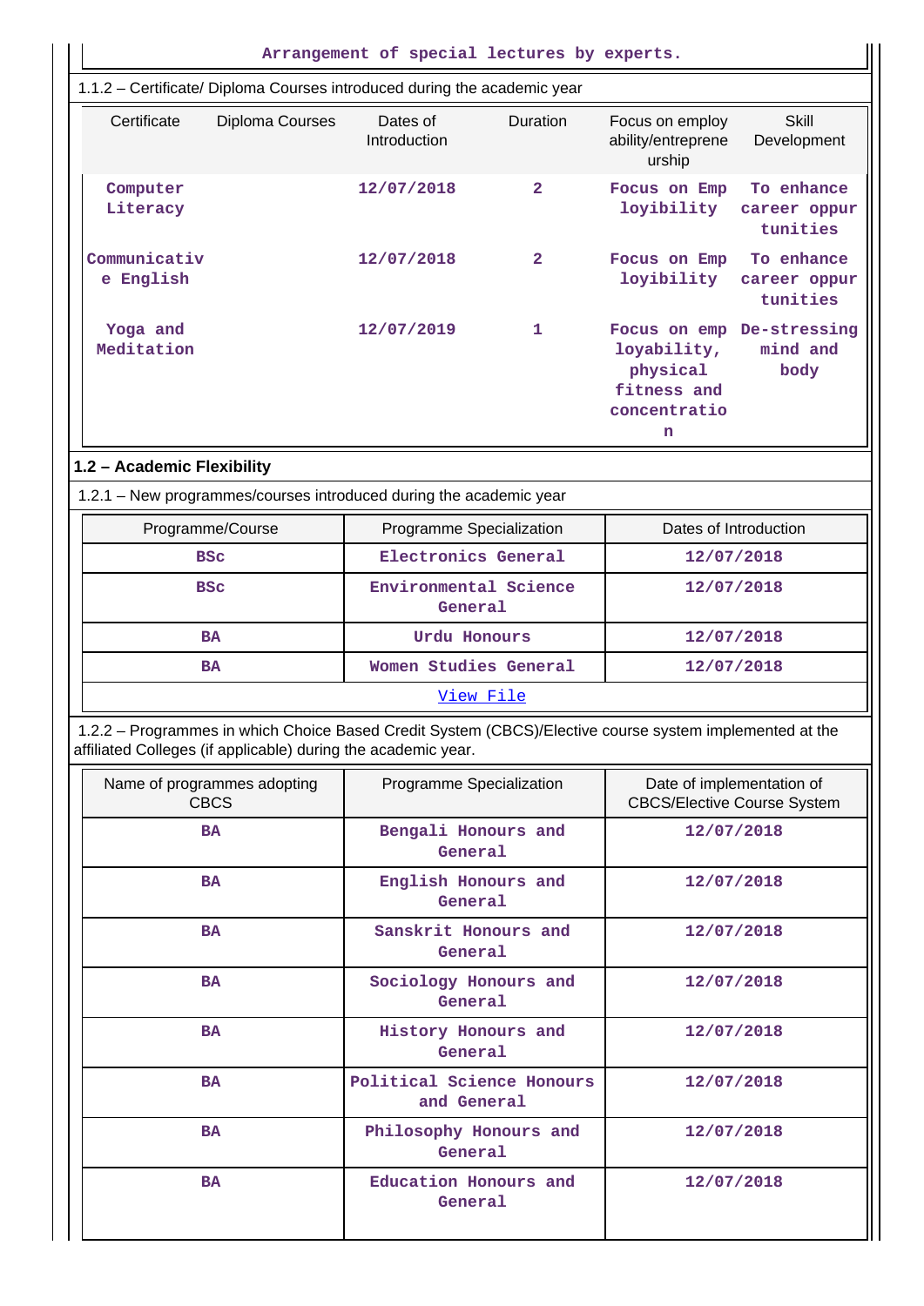Arrangement of special lectures by experts.

1.1.2 – Certificate/ Diploma Courses introduced during the academic year

| Certificate | Diploma Courses | Dates of Introduction | Duration | Focus on employ ability/entreprene urship | Skill Development |
|---|---|---|---|---|---|
| Computer Literacy | | 12/07/2018 | 2 | Focus on Emp loyibility | To enhance career oppur tunities |
| Communicative English | | 12/07/2018 | 2 | Focus on Emp loyibility | To enhance career oppur tunities |
| Yoga and Meditation | | 12/07/2019 | 1 | Focus on emp loyability, physical fitness and concentration | De-stressing mind and body |

## 1.2 – Academic Flexibility

1.2.1 – New programmes/courses introduced during the academic year

| Programme/Course | Programme Specialization | Dates of Introduction |
|---|---|---|
| BSc | Electronics General | 12/07/2018 |
| BSc | Environmental Science General | 12/07/2018 |
| BA | Urdu Honours | 12/07/2018 |
| BA | Women Studies General | 12/07/2018 |

View File

1.2.2 – Programmes in which Choice Based Credit System (CBCS)/Elective course system implemented at the affiliated Colleges (if applicable) during the academic year.

| Name of programmes adopting CBCS | Programme Specialization | Date of implementation of CBCS/Elective Course System |
|---|---|---|
| BA | Bengali Honours and General | 12/07/2018 |
| BA | English Honours and General | 12/07/2018 |
| BA | Sanskrit Honours and General | 12/07/2018 |
| BA | Sociology Honours and General | 12/07/2018 |
| BA | History Honours and General | 12/07/2018 |
| BA | Political Science Honours and General | 12/07/2018 |
| BA | Philosophy Honours and General | 12/07/2018 |
| BA | Education Honours and General | 12/07/2018 |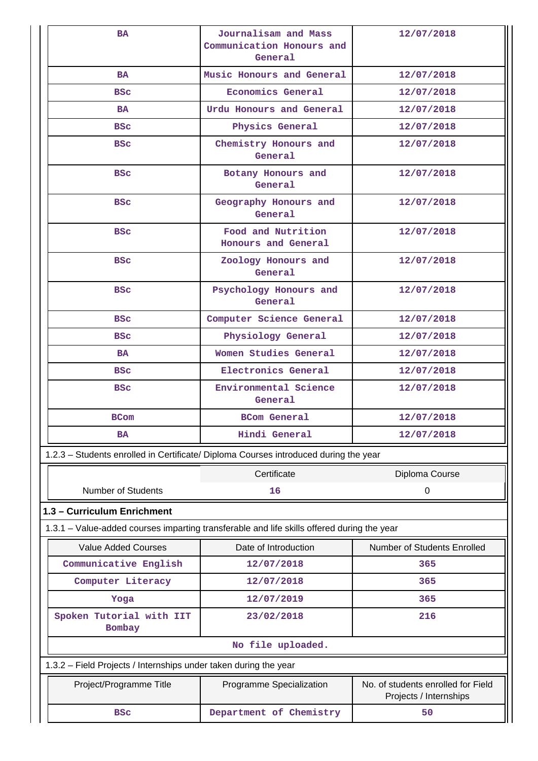| | | |
|---|---|---|
| BA | Journalisam and Mass Communication Honours and General | 12/07/2018 |
| BA | Music Honours and General | 12/07/2018 |
| BSc | Economics General | 12/07/2018 |
| BA | Urdu Honours and General | 12/07/2018 |
| BSc | Physics General | 12/07/2018 |
| BSc | Chemistry Honours and General | 12/07/2018 |
| BSc | Botany Honours and General | 12/07/2018 |
| BSc | Geography Honours and General | 12/07/2018 |
| BSc | Food and Nutrition Honours and General | 12/07/2018 |
| BSc | Zoology Honours and General | 12/07/2018 |
| BSc | Psychology Honours and General | 12/07/2018 |
| BSc | Computer Science General | 12/07/2018 |
| BSc | Physiology General | 12/07/2018 |
| BA | Women Studies General | 12/07/2018 |
| BSc | Electronics General | 12/07/2018 |
| BSc | Environmental Science General | 12/07/2018 |
| BCom | BCom General | 12/07/2018 |
| BA | Hindi General | 12/07/2018 |

1.2.3 – Students enrolled in Certificate/ Diploma Courses introduced during the year

| | Certificate | Diploma Course |
|---|---|---|
| Number of Students | 16 | 0 |

**1.3 – Curriculum Enrichment**

1.3.1 – Value-added courses imparting transferable and life skills offered during the year

| Value Added Courses | Date of Introduction | Number of Students Enrolled |
|---|---|---|
| Communicative English | 12/07/2018 | 365 |
| Computer Literacy | 12/07/2018 | 365 |
| Yoga | 12/07/2019 | 365 |
| Spoken Tutorial with IIT Bombay | 23/02/2018 | 216 |
| No file uploaded. | | |

1.3.2 – Field Projects / Internships under taken during the year

| Project/Programme Title | Programme Specialization | No. of students enrolled for Field Projects / Internships |
|---|---|---|
| BSc | Department of Chemistry | 50 |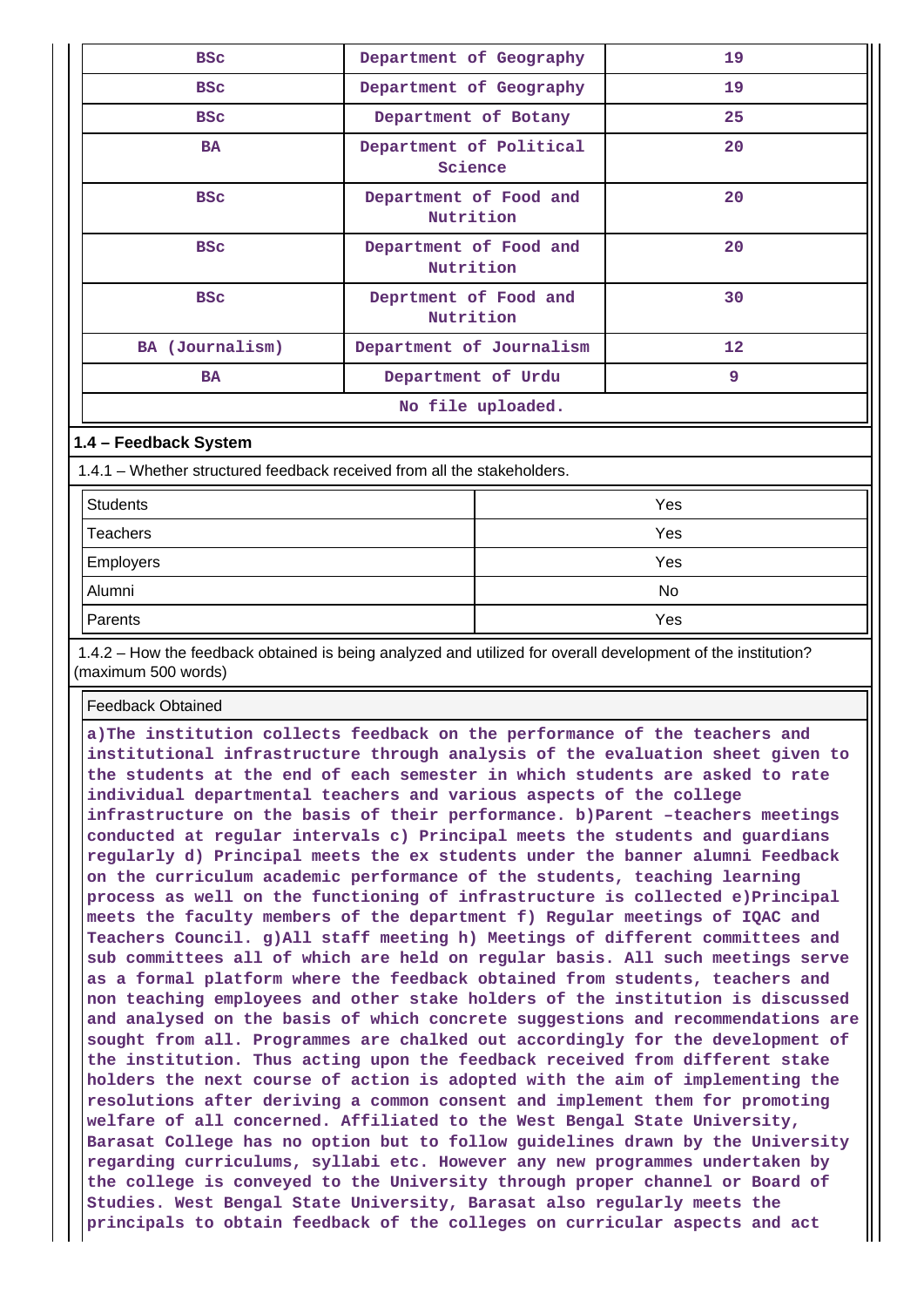| BSc | Department of Geography | 19 |
|---|---|---|
| BSc | Department of Geography | 19 |
| BSc | Department of Botany | 25 |
| BA | Department of Political Science | 20 |
| BSc | Department of Food and Nutrition | 20 |
| BSc | Department of Food and Nutrition | 20 |
| BSc | Deprtment of Food and Nutrition | 30 |
| BA (Journalism) | Department of Journalism | 12 |
| BA | Department of Urdu | 9 |

No file uploaded.

**1.4 – Feedback System**

1.4.1 – Whether structured feedback received from all the stakeholders.

| | |
|---|---|
| Students | Yes |
| Teachers | Yes |
| Employers | Yes |
| Alumni | No |
| Parents | Yes |

1.4.2 – How the feedback obtained is being analyzed and utilized for overall development of the institution? (maximum 500 words)

Feedback Obtained

a)The institution collects feedback on the performance of the teachers and institutional infrastructure through analysis of the evaluation sheet given to the students at the end of each semester in which students are asked to rate individual departmental teachers and various aspects of the college infrastructure on the basis of their performance. b)Parent –teachers meetings conducted at regular intervals c) Principal meets the students and guardians regularly d) Principal meets the ex students under the banner alumni Feedback on the curriculum academic performance of the students, teaching learning process as well on the functioning of infrastructure is collected e)Principal meets the faculty members of the department f) Regular meetings of IQAC and Teachers Council. g)All staff meeting h) Meetings of different committees and sub committees all of which are held on regular basis. All such meetings serve as a formal platform where the feedback obtained from students, teachers and non teaching employees and other stake holders of the institution is discussed and analysed on the basis of which concrete suggestions and recommendations are sought from all. Programmes are chalked out accordingly for the development of the institution. Thus acting upon the feedback received from different stake holders the next course of action is adopted with the aim of implementing the resolutions after deriving a common consent and implement them for promoting welfare of all concerned. Affiliated to the West Bengal State University, Barasat College has no option but to follow guidelines drawn by the University regarding curriculums, syllabi etc. However any new programmes undertaken by the college is conveyed to the University through proper channel or Board of Studies. West Bengal State University, Barasat also regularly meets the principals to obtain feedback of the colleges on curricular aspects and act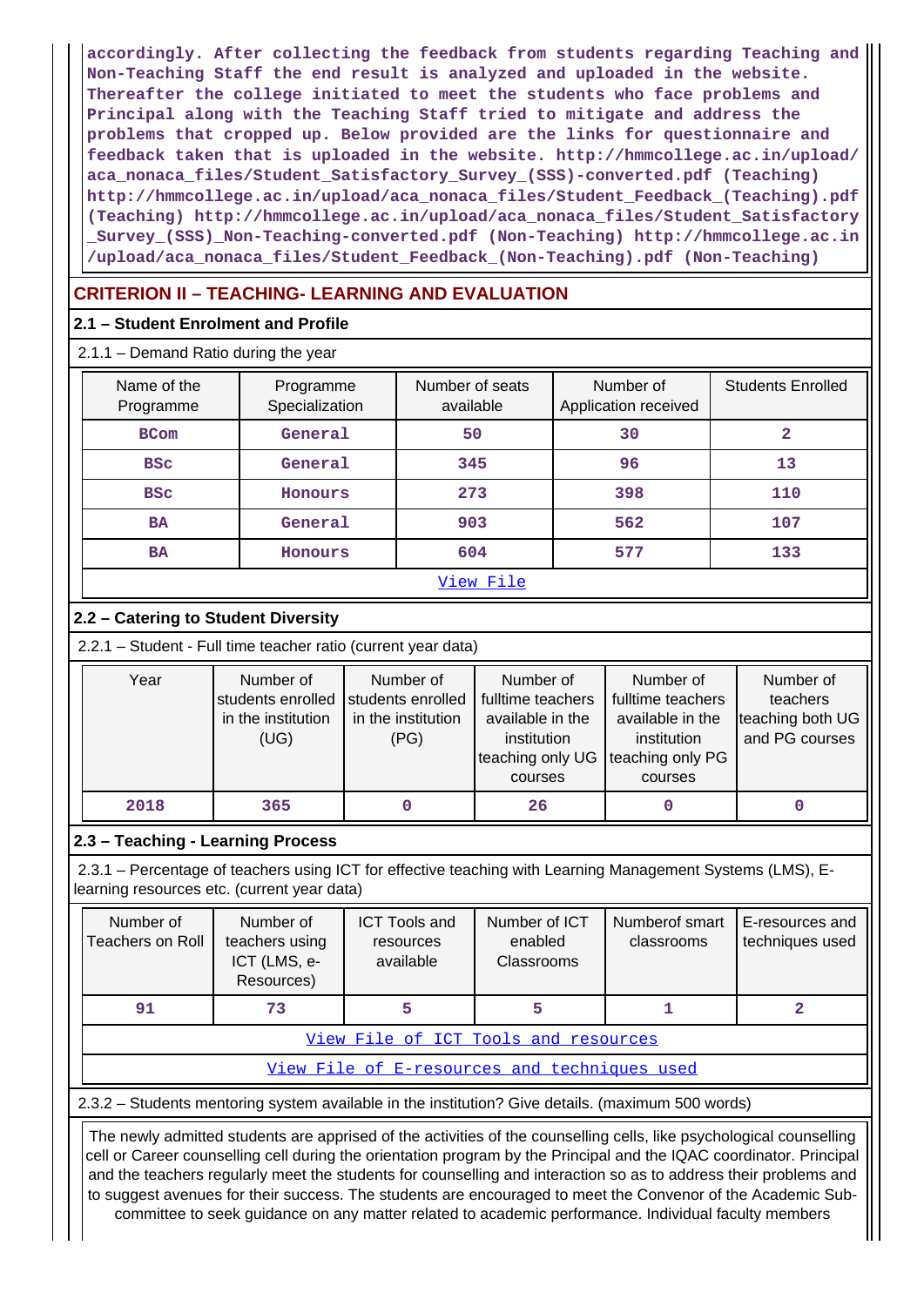accordingly. After collecting the feedback from students regarding Teaching and Non-Teaching Staff the end result is analyzed and uploaded in the website. Thereafter the college initiated to meet the students who face problems and Principal along with the Teaching Staff tried to mitigate and address the problems that cropped up. Below provided are the links for questionnaire and feedback taken that is uploaded in the website. http://hmmcollege.ac.in/upload/aca_nonaca_files/Student_Satisfactory_Survey_(SSS)-converted.pdf (Teaching) http://hmmcollege.ac.in/upload/aca_nonaca_files/Student_Feedback_(Teaching).pdf (Teaching) http://hmmcollege.ac.in/upload/aca_nonaca_files/Student_Satisfactory_Survey_(SSS)_Non-Teaching-converted.pdf (Non-Teaching) http://hmmcollege.ac.in/upload/aca_nonaca_files/Student_Feedback_(Non-Teaching).pdf (Non-Teaching)

## CRITERION II – TEACHING- LEARNING AND EVALUATION

### 2.1 – Student Enrolment and Profile

2.1.1 – Demand Ratio during the year

| Name of the Programme | Programme Specialization | Number of seats available | Number of Application received | Students Enrolled |
|---|---|---|---|---|
| BCom | General | 50 | 30 | 2 |
| BSc | General | 345 | 96 | 13 |
| BSc | Honours | 273 | 398 | 110 |
| BA | General | 903 | 562 | 107 |
| BA | Honours | 604 | 577 | 133 |

View File

### 2.2 – Catering to Student Diversity

2.2.1 – Student - Full time teacher ratio (current year data)

| Year | Number of students enrolled in the institution (UG) | Number of students enrolled in the institution (PG) | Number of fulltime teachers available in the institution teaching only UG courses | Number of fulltime teachers available in the institution teaching only PG courses | Number of teachers teaching both UG and PG courses |
|---|---|---|---|---|---|
| 2018 | 365 | 0 | 26 | 0 | 0 |

### 2.3 – Teaching - Learning Process

2.3.1 – Percentage of teachers using ICT for effective teaching with Learning Management Systems (LMS), E-learning resources etc. (current year data)

| Number of Teachers on Roll | Number of teachers using ICT (LMS, e-Resources) | ICT Tools and resources available | Number of ICT enabled Classrooms | Numberof smart classrooms | E-resources and techniques used |
|---|---|---|---|---|---|
| 91 | 73 | 5 | 5 | 1 | 2 |

View File of ICT Tools and resources

View File of E-resources and techniques used

2.3.2 – Students mentoring system available in the institution? Give details. (maximum 500 words)

The newly admitted students are apprised of the activities of the counselling cells, like psychological counselling cell or Career counselling cell during the orientation program by the Principal and the IQAC coordinator. Principal and the teachers regularly meet the students for counselling and interaction so as to address their problems and to suggest avenues for their success. The students are encouraged to meet the Convenor of the Academic Sub-committee to seek guidance on any matter related to academic performance. Individual faculty members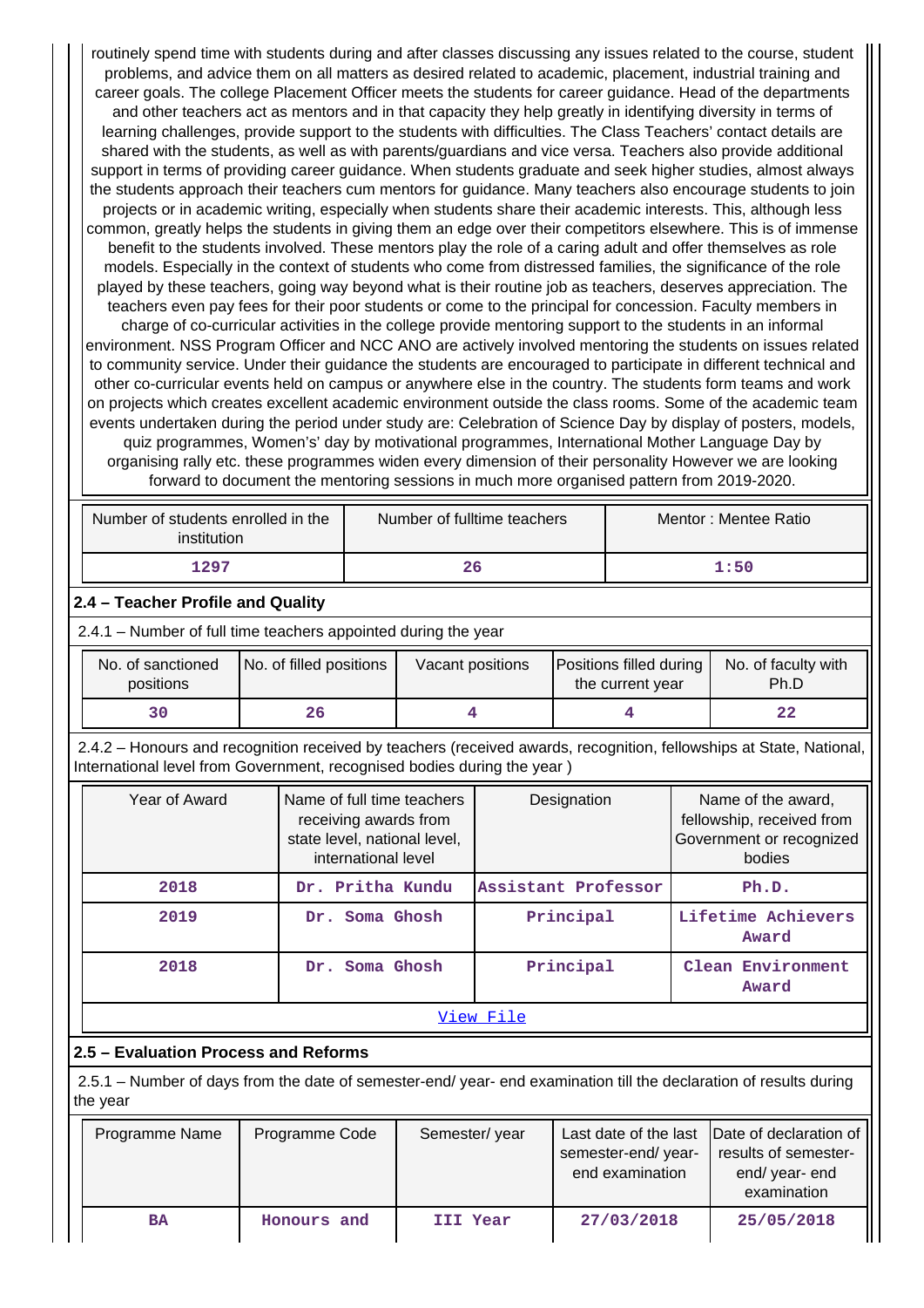routinely spend time with students during and after classes discussing any issues related to the course, student problems, and advice them on all matters as desired related to academic, placement, industrial training and career goals. The college Placement Officer meets the students for career guidance. Head of the departments and other teachers act as mentors and in that capacity they help greatly in identifying diversity in terms of learning challenges, provide support to the students with difficulties. The Class Teachers' contact details are shared with the students, as well as with parents/guardians and vice versa. Teachers also provide additional support in terms of providing career guidance. When students graduate and seek higher studies, almost always the students approach their teachers cum mentors for guidance. Many teachers also encourage students to join projects or in academic writing, especially when students share their academic interests. This, although less common, greatly helps the students in giving them an edge over their competitors elsewhere. This is of immense benefit to the students involved. These mentors play the role of a caring adult and offer themselves as role models. Especially in the context of students who come from distressed families, the significance of the role played by these teachers, going way beyond what is their routine job as teachers, deserves appreciation. The teachers even pay fees for their poor students or come to the principal for concession. Faculty members in charge of co-curricular activities in the college provide mentoring support to the students in an informal environment. NSS Program Officer and NCC ANO are actively involved mentoring the students on issues related to community service. Under their guidance the students are encouraged to participate in different technical and other co-curricular events held on campus or anywhere else in the country. The students form teams and work on projects which creates excellent academic environment outside the class rooms. Some of the academic team events undertaken during the period under study are: Celebration of Science Day by display of posters, models, quiz programmes, Women's' day by motivational programmes, International Mother Language Day by organising rally etc. these programmes widen every dimension of their personality However we are looking forward to document the mentoring sessions in much more organised pattern from 2019-2020.

| Number of students enrolled in the institution | Number of fulltime teachers | Mentor : Mentee Ratio |
|---|---|---|
| 1297 | 26 | 1:50 |

## 2.4 – Teacher Profile and Quality

2.4.1 – Number of full time teachers appointed during the year

| No. of sanctioned positions | No. of filled positions | Vacant positions | Positions filled during the current year | No. of faculty with Ph.D |
|---|---|---|---|---|
| 30 | 26 | 4 | 4 | 22 |

2.4.2 – Honours and recognition received by teachers (received awards, recognition, fellowships at State, National, International level from Government, recognised bodies during the year )

| Year of Award | Name of full time teachers receiving awards from state level, national level, international level | Designation | Name of the award, fellowship, received from Government or recognized bodies |
|---|---|---|---|
| 2018 | Dr. Pritha Kundu | Assistant Professor | Ph.D. |
| 2019 | Dr. Soma Ghosh | Principal | Lifetime Achievers Award |
| 2018 | Dr. Soma Ghosh | Principal | Clean Environment Award |
| View File | | | |

## 2.5 – Evaluation Process and Reforms

2.5.1 – Number of days from the date of semester-end/ year- end examination till the declaration of results during the year

| Programme Name | Programme Code | Semester/ year | Last date of the last semester-end/ year- end examination | Date of declaration of results of semester- end/ year- end examination |
|---|---|---|---|---|
| BA | Honours and | III Year | 27/03/2018 | 25/05/2018 |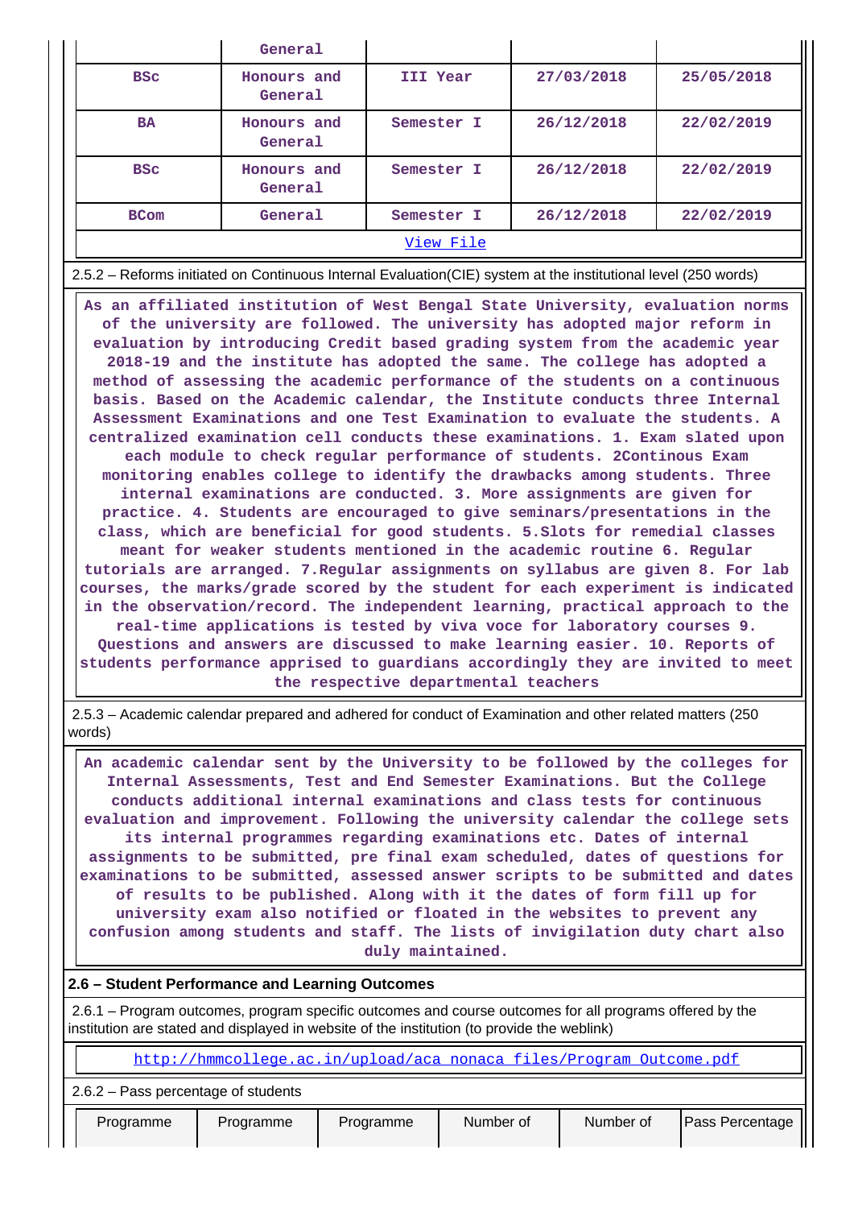| | General | | | |
|---|---|---|---|---|
| BSc | Honours and General | III Year | 27/03/2018 | 25/05/2018 |
| BA | Honours and General | Semester I | 26/12/2018 | 22/02/2019 |
| BSc | Honours and General | Semester I | 26/12/2018 | 22/02/2019 |
| BCom | General | Semester I | 26/12/2018 | 22/02/2019 |

[View File](#)

2.5.2 – Reforms initiated on Continuous Internal Evaluation(CIE) system at the institutional level (250 words)

As an affiliated institution of West Bengal State University, evaluation norms of the university are followed. The university has adopted major reform in evaluation by introducing Credit based grading system from the academic year 2018-19 and the institute has adopted the same. The college has adopted a method of assessing the academic performance of the students on a continuous basis. Based on the Academic calendar, the Institute conducts three Internal Assessment Examinations and one Test Examination to evaluate the students. A centralized examination cell conducts these examinations. 1. Exam slated upon each module to check regular performance of students. 2Continous Exam monitoring enables college to identify the drawbacks among students. Three internal examinations are conducted. 3. More assignments are given for practice. 4. Students are encouraged to give seminars/presentations in the class, which are beneficial for good students. 5.Slots for remedial classes meant for weaker students mentioned in the academic routine 6. Regular tutorials are arranged. 7.Regular assignments on syllabus are given 8. For lab courses, the marks/grade scored by the student for each experiment is indicated in the observation/record. The independent learning, practical approach to the real-time applications is tested by viva voce for laboratory courses 9. Questions and answers are discussed to make learning easier. 10. Reports of students performance apprised to guardians accordingly they are invited to meet the respective departmental teachers

2.5.3 – Academic calendar prepared and adhered for conduct of Examination and other related matters (250 words)

An academic calendar sent by the University to be followed by the colleges for Internal Assessments, Test and End Semester Examinations. But the College conducts additional internal examinations and class tests for continuous evaluation and improvement. Following the university calendar the college sets its internal programmes regarding examinations etc. Dates of internal assignments to be submitted, pre final exam scheduled, dates of questions for examinations to be submitted, assessed answer scripts to be submitted and dates of results to be published. Along with it the dates of form fill up for university exam also notified or floated in the websites to prevent any confusion among students and staff. The lists of invigilation duty chart also duly maintained.

**2.6 – Student Performance and Learning Outcomes**

2.6.1 – Program outcomes, program specific outcomes and course outcomes for all programs offered by the institution are stated and displayed in website of the institution (to provide the weblink)

http://hmmcollege.ac.in/upload/aca_nonaca_files/Program_Outcome.pdf

2.6.2 – Pass percentage of students

| Programme | Programme | Programme | Number of | Number of | Pass Percentage |
|---|---|---|---|---|---|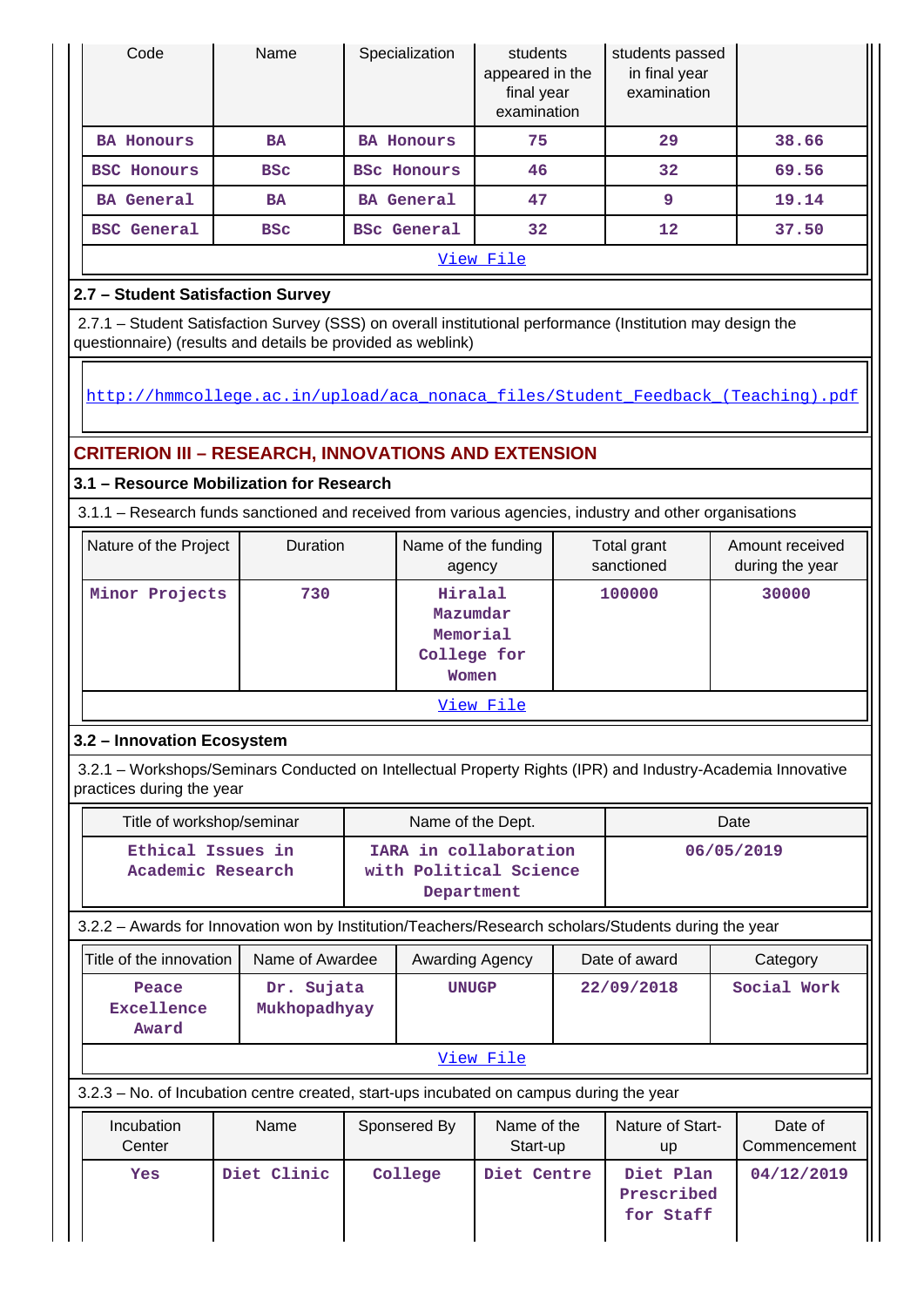| Code | Name | Specialization | students appeared in the final year examination | students passed in final year examination | |
|---|---|---|---|---|---|
| BA Honours | BA | BA Honours | 75 | 29 | 38.66 |
| BSC Honours | BSc | BSc Honours | 46 | 32 | 69.56 |
| BA General | BA | BA General | 47 | 9 | 19.14 |
| BSC General | BSc | BSc General | 32 | 12 | 37.50 |

View File

**2.7 – Student Satisfaction Survey**

2.7.1 – Student Satisfaction Survey (SSS) on overall institutional performance (Institution may design the questionnaire) (results and details be provided as weblink)

http://hmmcollege.ac.in/upload/aca_nonaca_files/Student_Feedback_(Teaching).pdf

## CRITERION III – RESEARCH, INNOVATIONS AND EXTENSION

**3.1 – Resource Mobilization for Research**

3.1.1 – Research funds sanctioned and received from various agencies, industry and other organisations

| Nature of the Project | Duration | Name of the funding agency | Total grant sanctioned | Amount received during the year |
|---|---|---|---|---|
| Minor Projects | 730 | Hiralal Mazumdar Memorial College for Women | 100000 | 30000 |

View File

**3.2 – Innovation Ecosystem**

3.2.1 – Workshops/Seminars Conducted on Intellectual Property Rights (IPR) and Industry-Academia Innovative practices during the year

| Title of workshop/seminar | Name of the Dept. | Date |
|---|---|---|
| Ethical Issues in Academic Research | IARA in collaboration with Political Science Department | 06/05/2019 |

3.2.2 – Awards for Innovation won by Institution/Teachers/Research scholars/Students during the year

| Title of the innovation | Name of Awardee | Awarding Agency | Date of award | Category |
|---|---|---|---|---|
| Peace Excellence Award | Dr. Sujata Mukhopadhyay | UNUGP | 22/09/2018 | Social Work |

View File

3.2.3 – No. of Incubation centre created, start-ups incubated on campus during the year

| Incubation Center | Name | Sponsered By | Name of the Start-up | Nature of Start-up | Date of Commencement |
|---|---|---|---|---|---|
| Yes | Diet Clinic | College | Diet Centre | Diet Plan Prescribed for Staff | 04/12/2019 |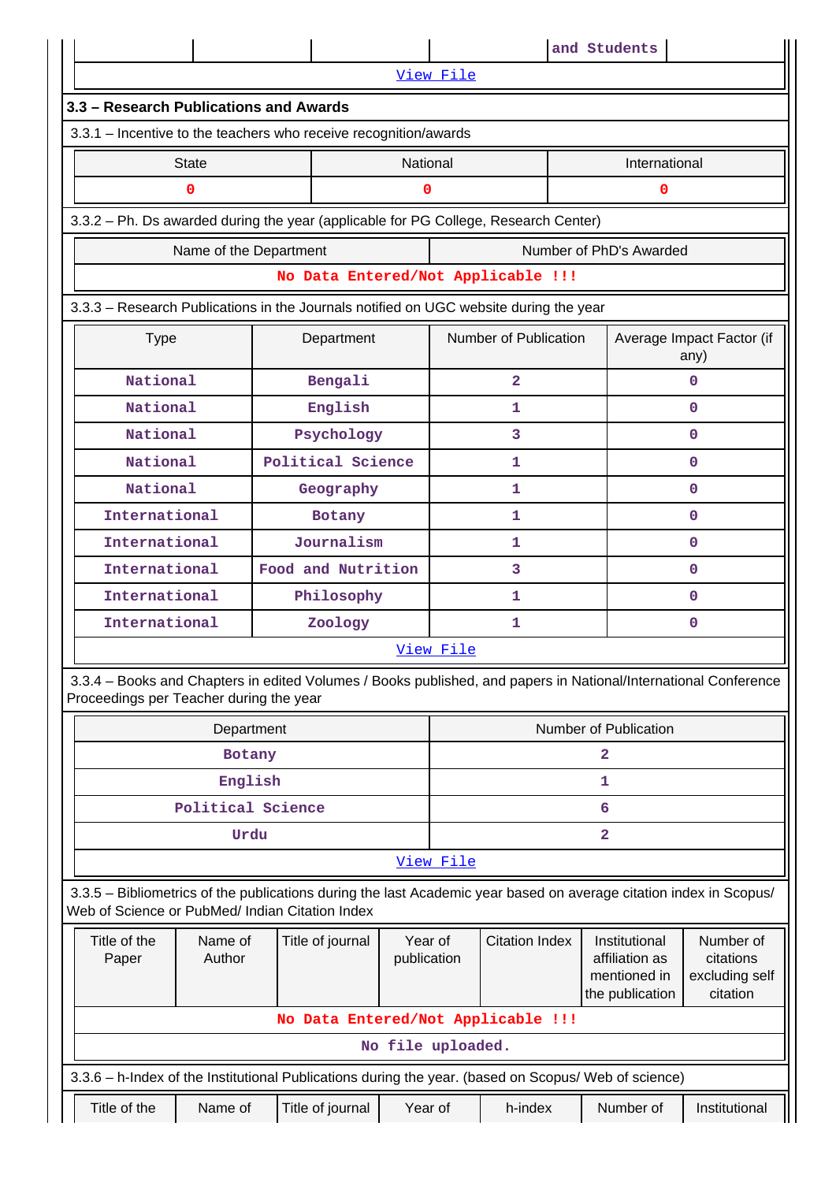| | | | | and Students | |
|---|---|---|---|---|---|

View File

### 3.3 – Research Publications and Awards

3.3.1 – Incentive to the teachers who receive recognition/awards

| State | National | International |
|---|---|---|
| 0 | 0 | 0 |

3.3.2 – Ph. Ds awarded during the year (applicable for PG College, Research Center)

| Name of the Department | Number of PhD's Awarded |
|---|---|
| No Data Entered/Not Applicable !!! | |

3.3.3 – Research Publications in the Journals notified on UGC website during the year

| Type | Department | Number of Publication | Average Impact Factor (if any) |
|---|---|---|---|
| National | Bengali | 2 | 0 |
| National | English | 1 | 0 |
| National | Psychology | 3 | 0 |
| National | Political Science | 1 | 0 |
| National | Geography | 1 | 0 |
| International | Botany | 1 | 0 |
| International | Journalism | 1 | 0 |
| International | Food and Nutrition | 3 | 0 |
| International | Philosophy | 1 | 0 |
| International | Zoology | 1 | 0 |

View File

3.3.4 – Books and Chapters in edited Volumes / Books published, and papers in National/International Conference Proceedings per Teacher during the year

| Department | Number of Publication |
|---|---|
| Botany | 2 |
| English | 1 |
| Political Science | 6 |
| Urdu | 2 |

View File

3.3.5 – Bibliometrics of the publications during the last Academic year based on average citation index in Scopus/ Web of Science or PubMed/ Indian Citation Index

| Title of the Paper | Name of Author | Title of journal | Year of publication | Citation Index | Institutional affiliation as mentioned in the publication | Number of citations excluding self citation |
|---|---|---|---|---|---|---|
| No Data Entered/Not Applicable !!! | | | | | | |
| No file uploaded. | | | | | | |

3.3.6 – h-Index of the Institutional Publications during the year. (based on Scopus/ Web of science)

| Title of the | Name of | Title of journal | Year of | h-index | Number of | Institutional |
|---|---|---|---|---|---|---|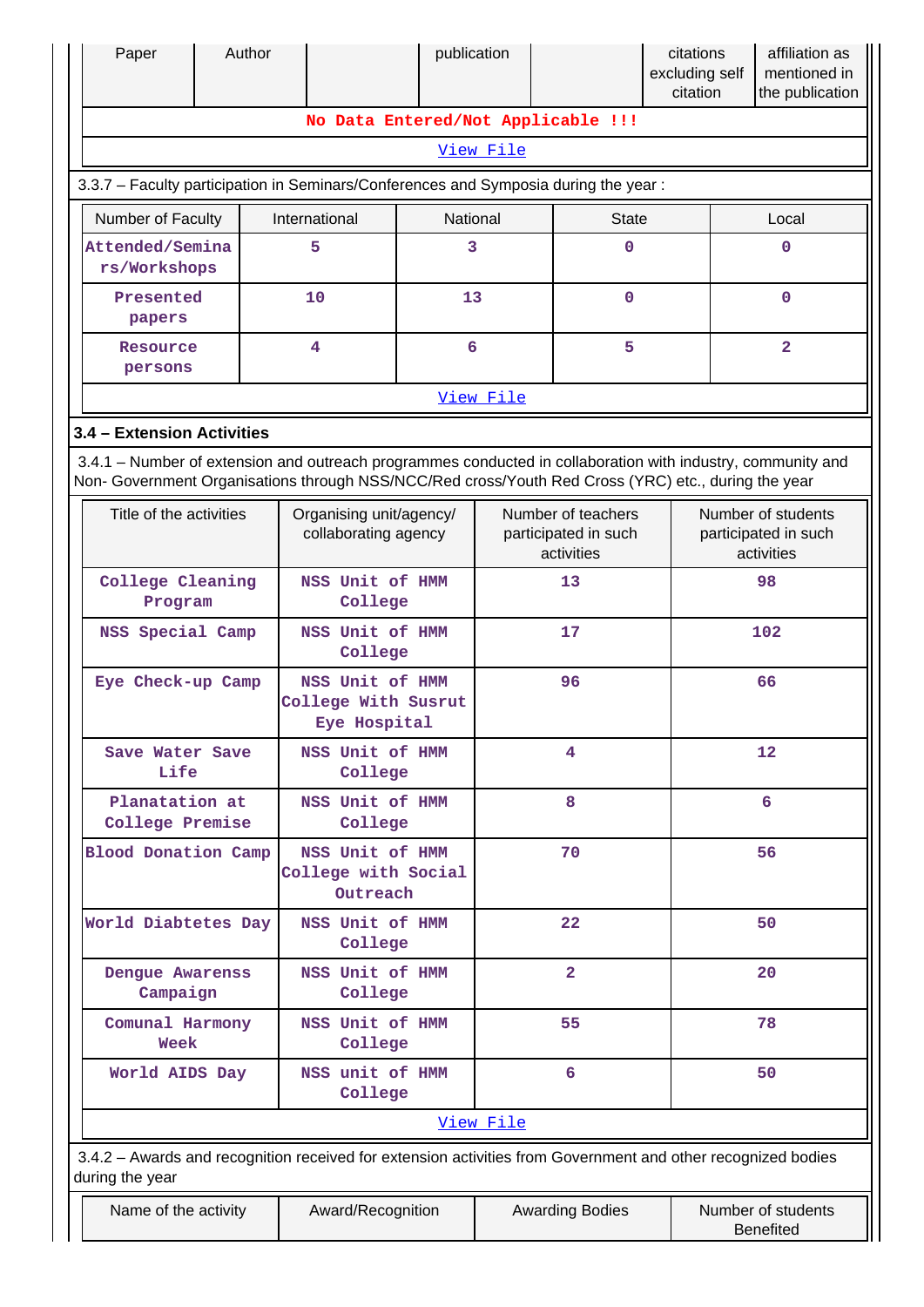| Paper | Author | | publication | | citations excluding self citation | affiliation as mentioned in the publication |
|---|---|---|---|---|---|---|
| No Data Entered/Not Applicable !!! | | | | | | |
| View File | | | | | | |

3.3.7 – Faculty participation in Seminars/Conferences and Symposia during the year :

| Number of Faculty | International | National | State | Local |
|---|---|---|---|---|
| Attended/Seminars/Workshops | 5 | 3 | 0 | 0 |
| Presented papers | 10 | 13 | 0 | 0 |
| Resource persons | 4 | 6 | 5 | 2 |
| View File | | | | |

### 3.4 – Extension Activities

3.4.1 – Number of extension and outreach programmes conducted in collaboration with industry, community and Non- Government Organisations through NSS/NCC/Red cross/Youth Red Cross (YRC) etc., during the year

| Title of the activities | Organising unit/agency/ collaborating agency | Number of teachers participated in such activities | Number of students participated in such activities |
|---|---|---|---|
| College Cleaning Program | NSS Unit of HMM College | 13 | 98 |
| NSS Special Camp | NSS Unit of HMM College | 17 | 102 |
| Eye Check-up Camp | NSS Unit of HMM College With Susrut Eye Hospital | 96 | 66 |
| Save Water Save Life | NSS Unit of HMM College | 4 | 12 |
| Planatation at College Premise | NSS Unit of HMM College | 8 | 6 |
| Blood Donation Camp | NSS Unit of HMM College with Social Outreach | 70 | 56 |
| World Diabtetes Day | NSS Unit of HMM College | 22 | 50 |
| Dengue Awarenss Campaign | NSS Unit of HMM College | 2 | 20 |
| Comunal Harmony Week | NSS Unit of HMM College | 55 | 78 |
| World AIDS Day | NSS unit of HMM College | 6 | 50 |
| View File | | | |

3.4.2 – Awards and recognition received for extension activities from Government and other recognized bodies during the year

| Name of the activity | Award/Recognition | Awarding Bodies | Number of students Benefited |
|---|---|---|---|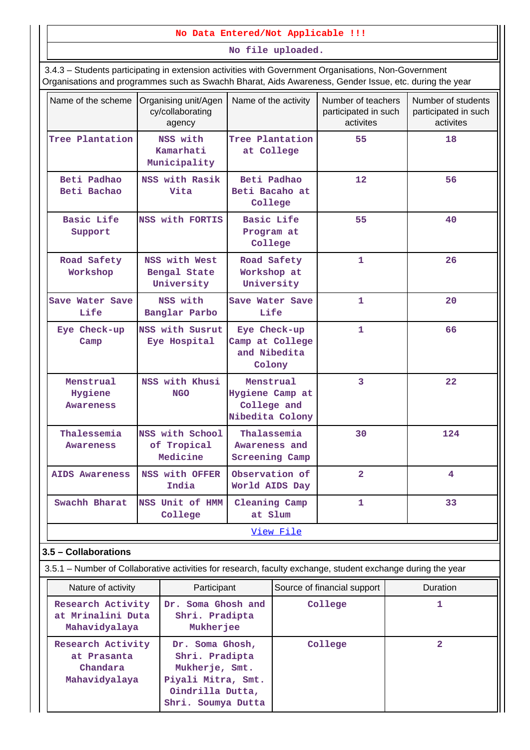No Data Entered/Not Applicable !!!

No file uploaded.

3.4.3 – Students participating in extension activities with Government Organisations, Non-Government Organisations and programmes such as Swachh Bharat, Aids Awareness, Gender Issue, etc. during the year

| Name of the scheme | Organising unit/Agency/collaborating agency | Name of the activity | Number of teachers participated in such activites | Number of students participated in such activites |
|---|---|---|---|---|
| Tree Plantation | NSS with Kamarhati Municipality | Tree Plantation at College | 55 | 18 |
| Beti Padhao Beti Bachao | NSS with Rasik Vita | Beti Padhao Beti Bacaho at College | 12 | 56 |
| Basic Life Support | NSS with FORTIS | Basic Life Program at College | 55 | 40 |
| Road Safety Workshop | NSS with West Bengal State University | Road Safety Workshop at University | 1 | 26 |
| Save Water Save Life | NSS with Banglar Parbo | Save Water Save Life | 1 | 20 |
| Eye Check-up Camp | NSS with Susrut Eye Hospital | Eye Check-up Camp at College and Nibedita Colony | 1 | 66 |
| Menstrual Hygiene Awareness | NSS with Khusi NGO | Menstrual Hygiene Camp at College and Nibedita Colony | 3 | 22 |
| Thalessemia Awareness | NSS with School of Tropical Medicine | Thalassemia Awareness and Screening Camp | 30 | 124 |
| AIDS Awareness | NSS with OFFER India | Observation of World AIDS Day | 2 | 4 |
| Swachh Bharat | NSS Unit of HMM College | Cleaning Camp at Slum | 1 | 33 |

View File

### 3.5 – Collaborations

3.5.1 – Number of Collaborative activities for research, faculty exchange, student exchange during the year

| Nature of activity | Participant | Source of financial support | Duration |
|---|---|---|---|
| Research Activity at Mrinalini Duta Mahavidyalaya | Dr. Soma Ghosh and Shri. Pradipta Mukherjee | College | 1 |
| Research Activity at Prasanta Chandara Mahavidyalaya | Dr. Soma Ghosh, Shri. Pradipta Mukherje, Smt. Piyali Mitra, Smt. Oindrilla Dutta, Shri. Soumya Dutta | College | 2 |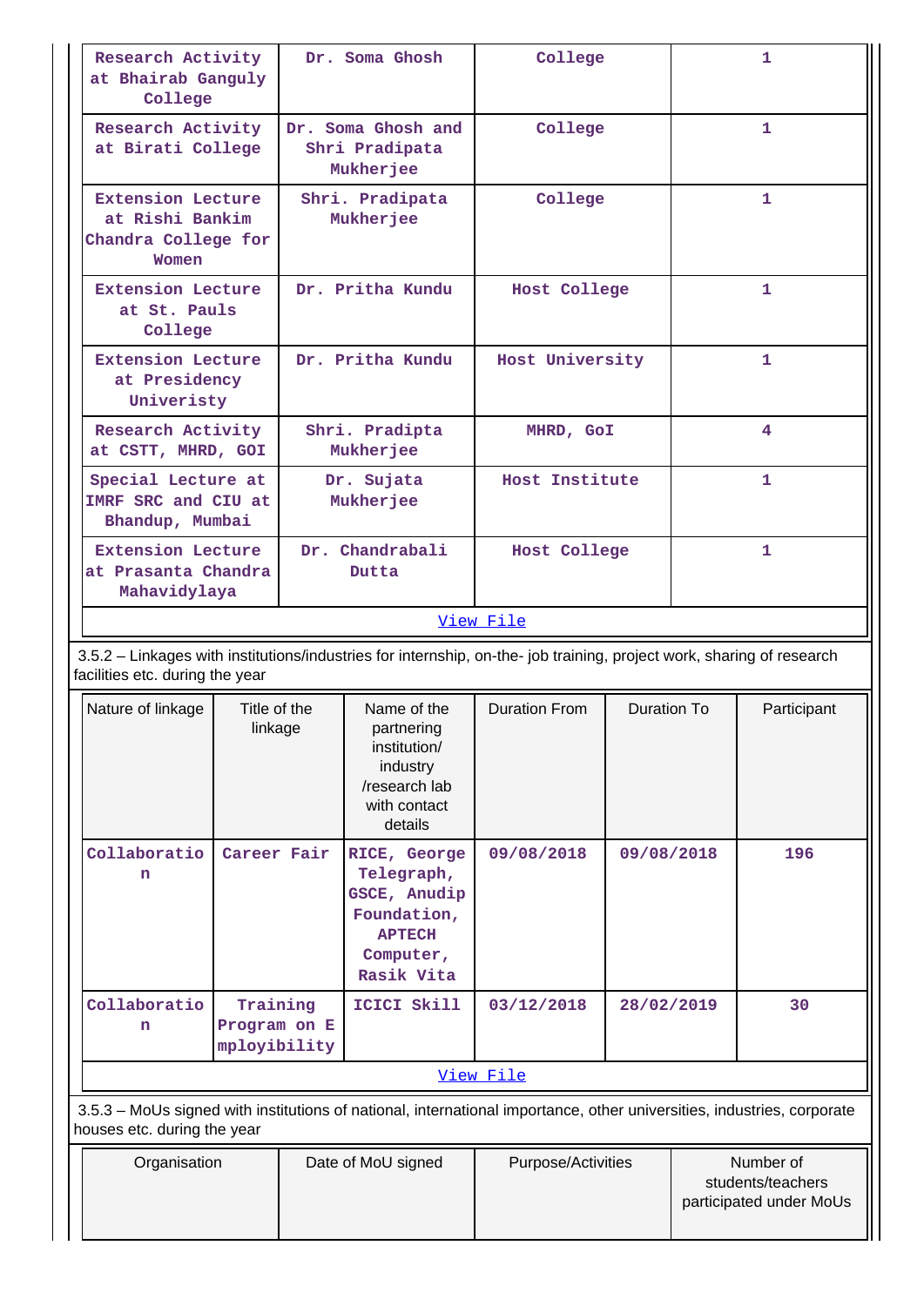| | | | |
|---|---|---|---|
| Research Activity at Bhairab Ganguly College | Dr. Soma Ghosh | College | 1 |
| Research Activity at Birati College | Dr. Soma Ghosh and Shri Pradipata Mukherjee | College | 1 |
| Extension Lecture at Rishi Bankim Chandra College for Women | Shri. Pradipata Mukherjee | College | 1 |
| Extension Lecture at St. Pauls College | Dr. Pritha Kundu | Host College | 1 |
| Extension Lecture at Presidency Univeristy | Dr. Pritha Kundu | Host University | 1 |
| Research Activity at CSTT, MHRD, GOI | Shri. Pradipta Mukherjee | MHRD, GoI | 4 |
| Special Lecture at IMRF SRC and CIU at Bhandup, Mumbai | Dr. Sujata Mukherjee | Host Institute | 1 |
| Extension Lecture at Prasanta Chandra Mahavidylaya | Dr. Chandrabali Dutta | Host College | 1 |

[View File]

3.5.2 – Linkages with institutions/industries for internship, on-the- job training, project work, sharing of research facilities etc. during the year

| Nature of linkage | Title of the linkage | Name of the partnering institution/ industry /research lab with contact details | Duration From | Duration To | Participant |
|---|---|---|---|---|---|
| Collaboration | Career Fair | RICE, George Telegraph, GSCE, Anudip Foundation, APTECH Computer, Rasik Vita | 09/08/2018 | 09/08/2018 | 196 |
| Collaboration | Training Program on Employibility | ICICI Skill | 03/12/2018 | 28/02/2019 | 30 |

[View File]

3.5.3 – MoUs signed with institutions of national, international importance, other universities, industries, corporate houses etc. during the year

| Organisation | Date of MoU signed | Purpose/Activities | Number of students/teachers participated under MoUs |
|---|---|---|---|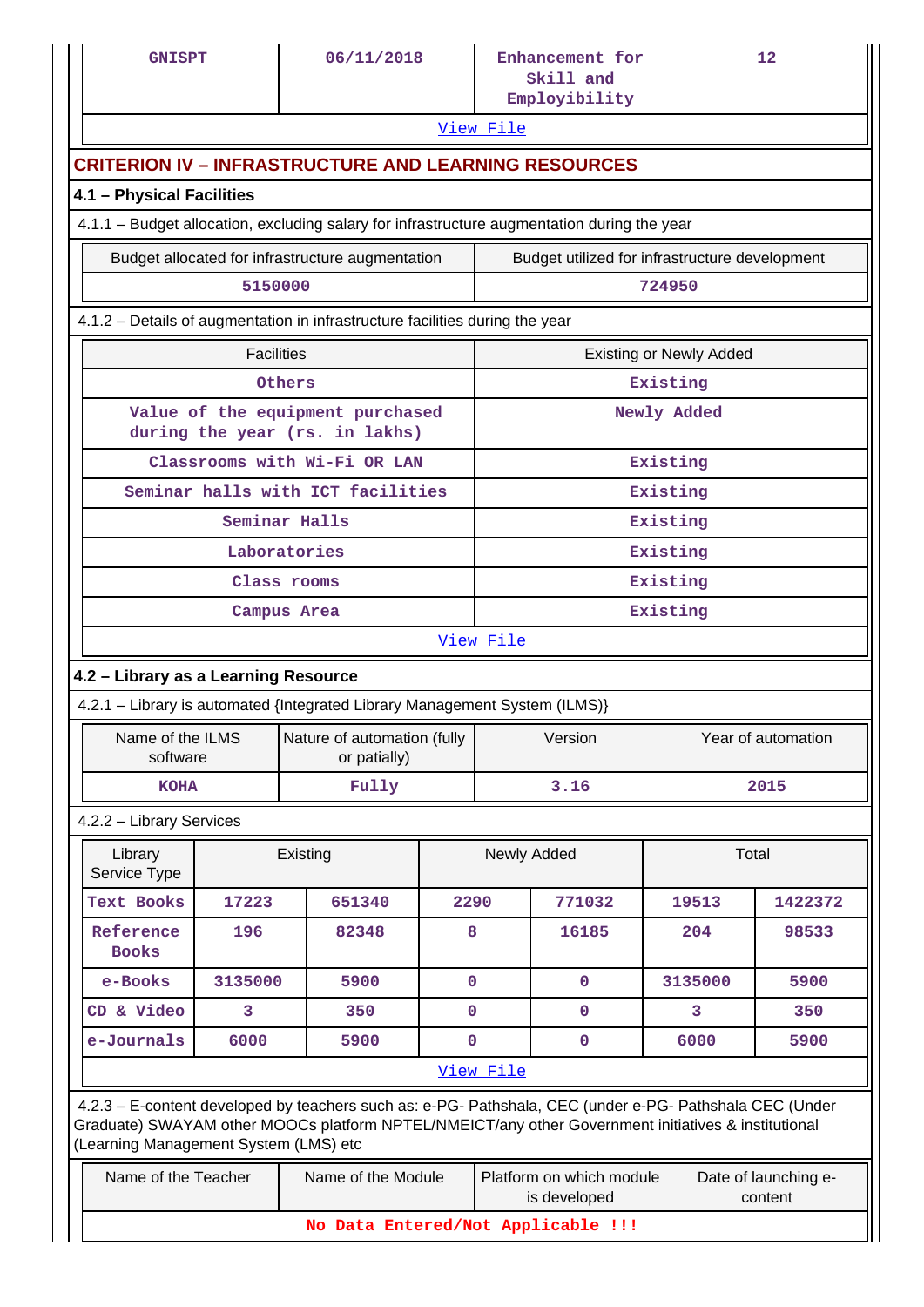| | | | |
|---|---|---|---|
| GNISPT | 06/11/2018 | Enhancement for Skill and Employability | 12 |
| View File | | | |

## CRITERION IV – INFRASTRUCTURE AND LEARNING RESOURCES

### 4.1 – Physical Facilities

4.1.1 – Budget allocation, excluding salary for infrastructure augmentation during the year

| Budget allocated for infrastructure augmentation | Budget utilized for infrastructure development |
|---|---|
| 5150000 | 724950 |

4.1.2 – Details of augmentation in infrastructure facilities during the year

| Facilities | Existing or Newly Added |
|---|---|
| Others | Existing |
| Value of the equipment purchased during the year (rs. in lakhs) | Newly Added |
| Classrooms with Wi-Fi OR LAN | Existing |
| Seminar halls with ICT facilities | Existing |
| Seminar Halls | Existing |
| Laboratories | Existing |
| Class rooms | Existing |
| Campus Area | Existing |
| View File | |

### 4.2 – Library as a Learning Resource

4.2.1 – Library is automated {Integrated Library Management System (ILMS)}

| Name of the ILMS software | Nature of automation (fully or patially) | Version | Year of automation |
|---|---|---|---|
| KOHA | Fully | 3.16 | 2015 |

4.2.2 – Library Services

| Library Service Type | Existing | | Newly Added | | Total | |
|---|---|---|---|---|---|---|
| Text Books | 17223 | 651340 | 2290 | 771032 | 19513 | 1422372 |
| Reference Books | 196 | 82348 | 8 | 16185 | 204 | 98533 |
| e-Books | 3135000 | 5900 | 0 | 0 | 3135000 | 5900 |
| CD & Video | 3 | 350 | 0 | 0 | 3 | 350 |
| e-Journals | 6000 | 5900 | 0 | 0 | 6000 | 5900 |
| View File | | | | | | |

4.2.3 – E-content developed by teachers such as: e-PG- Pathshala, CEC (under e-PG- Pathshala CEC (Under Graduate) SWAYAM other MOOCs platform NPTEL/NMEICT/any other Government initiatives & institutional (Learning Management System (LMS) etc

| Name of the Teacher | Name of the Module | Platform on which module is developed | Date of launching e-content |
|---|---|---|---|
| No Data Entered/Not Applicable !!! | | | |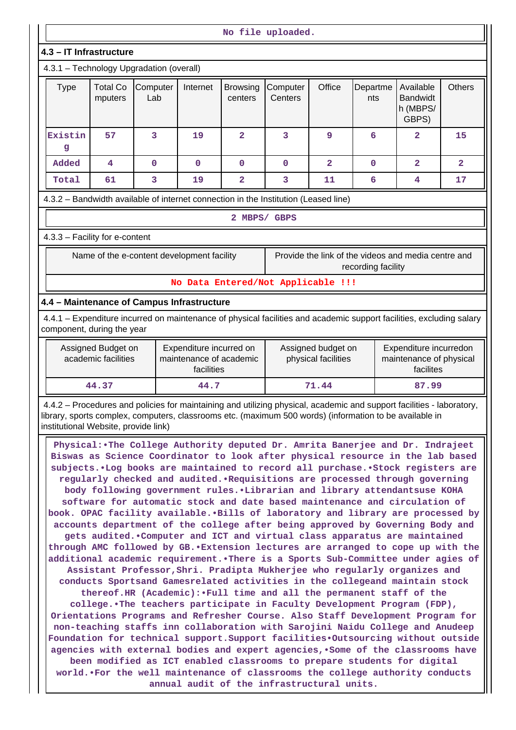No file uploaded.

## 4.3 – IT Infrastructure

4.3.1 – Technology Upgradation (overall)

| Type | Total Computers | Computer Lab | Internet | Browsing centers | Computer Centers | Office | Departments | Available Bandwidth (MBPS/ GBPS) | Others |
|---|---|---|---|---|---|---|---|---|---|
| Existing | 57 | 3 | 19 | 2 | 3 | 9 | 6 | 2 | 15 |
| Added | 4 | 0 | 0 | 0 | 0 | 2 | 0 | 2 | 2 |
| Total | 61 | 3 | 19 | 2 | 3 | 11 | 6 | 4 | 17 |

4.3.2 – Bandwidth available of internet connection in the Institution (Leased line)

2 MBPS/ GBPS

4.3.3 – Facility for e-content

| Name of the e-content development facility | Provide the link of the videos and media centre and recording facility |
|---|---|

No Data Entered/Not Applicable !!!

## 4.4 – Maintenance of Campus Infrastructure

4.4.1 – Expenditure incurred on maintenance of physical facilities and academic support facilities, excluding salary component, during the year

| Assigned Budget on academic facilities | Expenditure incurred on maintenance of academic facilities | Assigned budget on physical facilities | Expenditure incurredon maintenance of physical facilites |
|---|---|---|---|
| 44.37 | 44.7 | 71.44 | 87.99 |

4.4.2 – Procedures and policies for maintaining and utilizing physical, academic and support facilities - laboratory, library, sports complex, computers, classrooms etc. (maximum 500 words) (information to be available in institutional Website, provide link)

Physical:•The College Authority deputed Dr. Amrita Banerjee and Dr. Indrajeet Biswas as Science Coordinator to look after physical resource in the lab based subjects.•Log books are maintained to record all purchase.•Stock registers are regularly checked and audited.•Requisitions are processed through governing body following government rules.•Librarian and library attendantsuse KOHA software for automatic stock and date based maintenance and circulation of book. OPAC facility available.•Bills of laboratory and library are processed by accounts department of the college after being approved by Governing Body and gets audited.•Computer and ICT and virtual class apparatus are maintained through AMC followed by GB.•Extension lectures are arranged to cope up with the additional academic requirement.•There is a Sports Sub-Committee under agies of Assistant Professor,Shri. Pradipta Mukherjee who regularly organizes and conducts Sportsand Gamesrelated activities in the collegeand maintain stock thereof.HR (Academic):•Full time and all the permanent staff of the college.•The teachers participate in Faculty Development Program (FDP), Orientations Programs and Refresher Course. Also Staff Development Program for non-teaching staffs inn collaboration with Sarojini Naidu College and Anudeep Foundation for technical support.Support facilities•Outsourcing without outside agencies with external bodies and expert agencies,•Some of the classrooms have been modified as ICT enabled classrooms to prepare students for digital world.•For the well maintenance of classrooms the college authority conducts annual audit of the infrastructural units.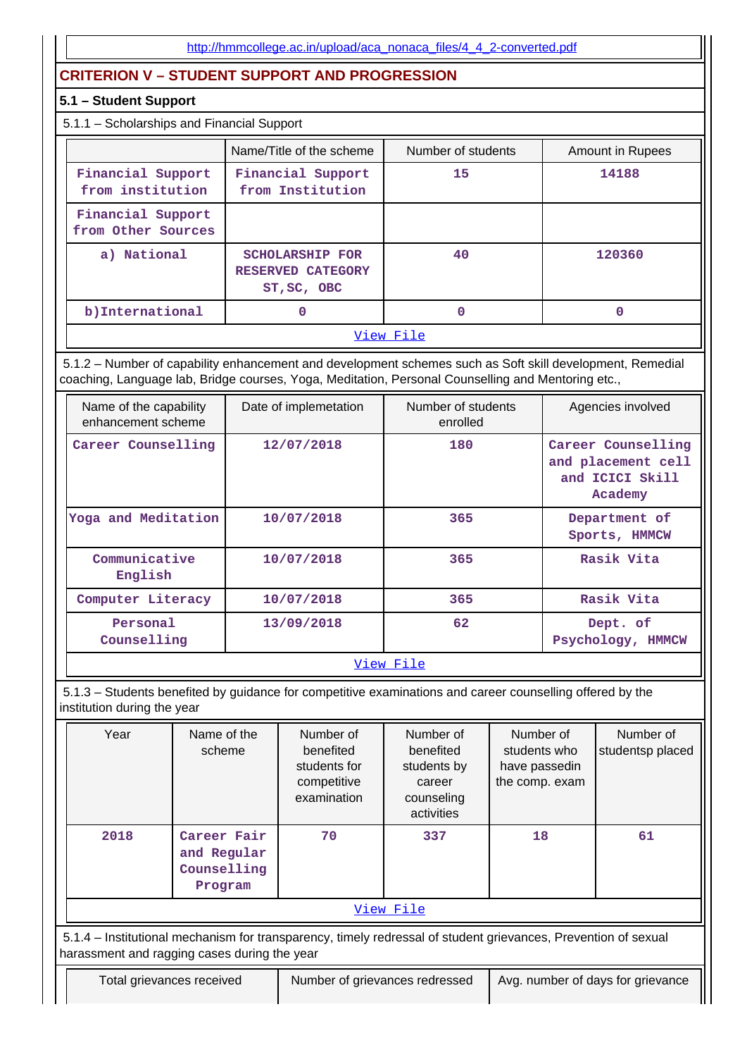http://hmmcollege.ac.in/upload/aca_nonaca_files/4_4_2-converted.pdf

## CRITERION V – STUDENT SUPPORT AND PROGRESSION

### 5.1 – Student Support

5.1.1 – Scholarships and Financial Support

| | Name/Title of the scheme | Number of students | Amount in Rupees |
|---|---|---|---|
| Financial Support from institution | Financial Support from Institution | 15 | 14188 |
| Financial Support from Other Sources | | | |
| a) National | SCHOLARSHIP FOR RESERVED CATEGORY ST,SC, OBC | 40 | 120360 |
| b)International | 0 | 0 | 0 |

View File

5.1.2 – Number of capability enhancement and development schemes such as Soft skill development, Remedial coaching, Language lab, Bridge courses, Yoga, Meditation, Personal Counselling and Mentoring etc.,

| Name of the capability enhancement scheme | Date of implemetation | Number of students enrolled | Agencies involved |
|---|---|---|---|
| Career Counselling | 12/07/2018 | 180 | Career Counselling and placement cell and ICICI Skill Academy |
| Yoga and Meditation | 10/07/2018 | 365 | Department of Sports, HMMCW |
| Communicative English | 10/07/2018 | 365 | Rasik Vita |
| Computer Literacy | 10/07/2018 | 365 | Rasik Vita |
| Personal Counselling | 13/09/2018 | 62 | Dept. of Psychology, HMMCW |

View File

5.1.3 – Students benefited by guidance for competitive examinations and career counselling offered by the institution during the year

| Year | Name of the scheme | Number of benefited students for competitive examination | Number of benefited students by career counseling activities | Number of students who have passedin the comp. exam | Number of studentsp placed |
|---|---|---|---|---|---|
| 2018 | Career Fair and Regular Counselling Program | 70 | 337 | 18 | 61 |

View File

5.1.4 – Institutional mechanism for transparency, timely redressal of student grievances, Prevention of sexual harassment and ragging cases during the year

| Total grievances received | Number of grievances redressed | Avg. number of days for grievance |
|---|---|---|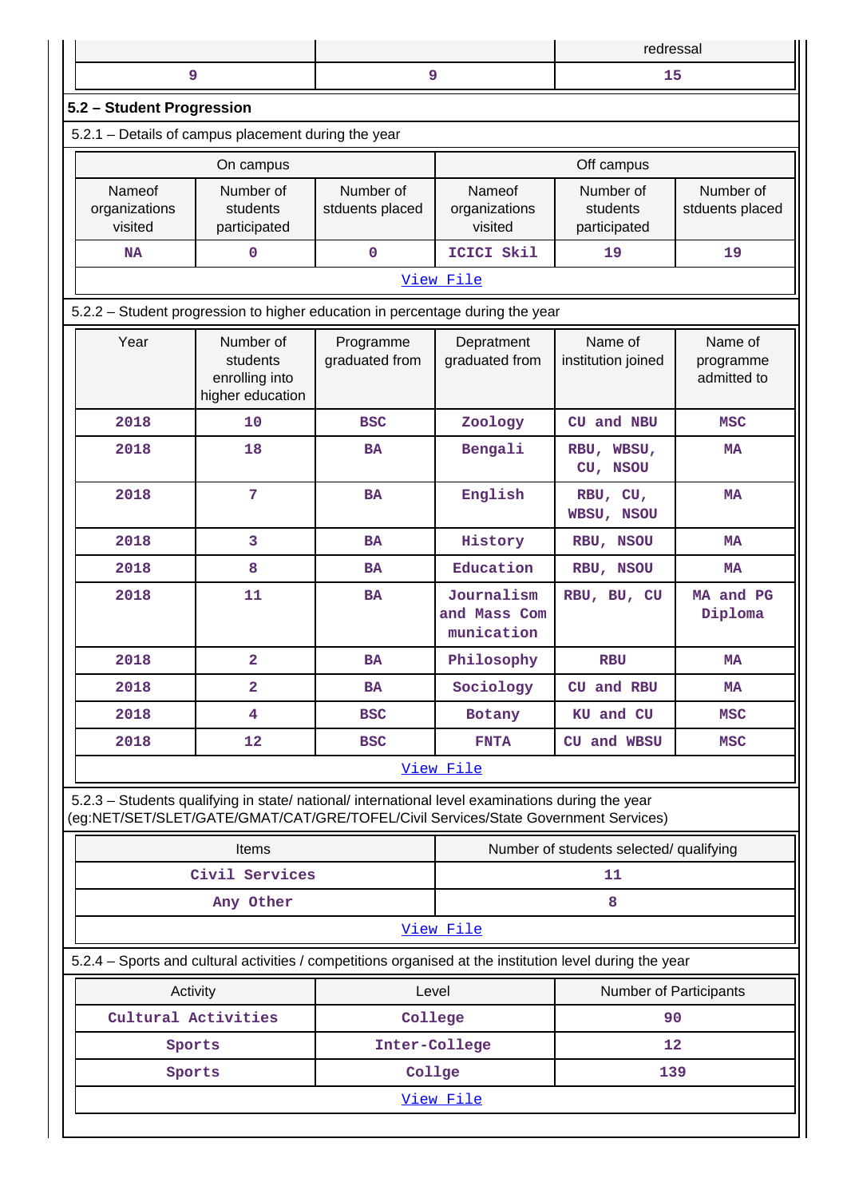| | | redressal |
|---|---|---|
| 9 | 9 | 15 |

## 5.2 – Student Progression

5.2.1 – Details of campus placement during the year

| On campus | | | Off campus | | |
|---|---|---|---|---|---|
| Nameof organizations visited | Number of students participated | Number of stduents placed | Nameof organizations visited | Number of students participated | Number of stduents placed |
| NA | 0 | 0 | ICICI Skil | 19 | 19 |

View File

5.2.2 – Student progression to higher education in percentage during the year

| Year | Number of students enrolling into higher education | Programme graduated from | Depratment graduated from | Name of institution joined | Name of programme admitted to |
|---|---|---|---|---|---|
| 2018 | 10 | BSC | Zoology | CU and NBU | MSC |
| 2018 | 18 | BA | Bengali | RBU, WBSU, CU, NSOU | MA |
| 2018 | 7 | BA | English | RBU, CU, WBSU, NSOU | MA |
| 2018 | 3 | BA | History | RBU, NSOU | MA |
| 2018 | 8 | BA | Education | RBU, NSOU | MA |
| 2018 | 11 | BA | Journalism and Mass Com munication | RBU, BU, CU | MA and PG Diploma |
| 2018 | 2 | BA | Philosophy | RBU | MA |
| 2018 | 2 | BA | Sociology | CU and RBU | MA |
| 2018 | 4 | BSC | Botany | KU and CU | MSC |
| 2018 | 12 | BSC | FNTA | CU and WBSU | MSC |

View File

5.2.3 – Students qualifying in state/ national/ international level examinations during the year (eg:NET/SET/SLET/GATE/GMAT/CAT/GRE/TOFEL/Civil Services/State Government Services)

| Items | Number of students selected/ qualifying |
|---|---|
| Civil Services | 11 |
| Any Other | 8 |

View File

5.2.4 – Sports and cultural activities / competitions organised at the institution level during the year

| Activity | Level | Number of Participants |
|---|---|---|
| Cultural Activities | College | 90 |
| Sports | Inter-College | 12 |
| Sports | Collge | 139 |

View File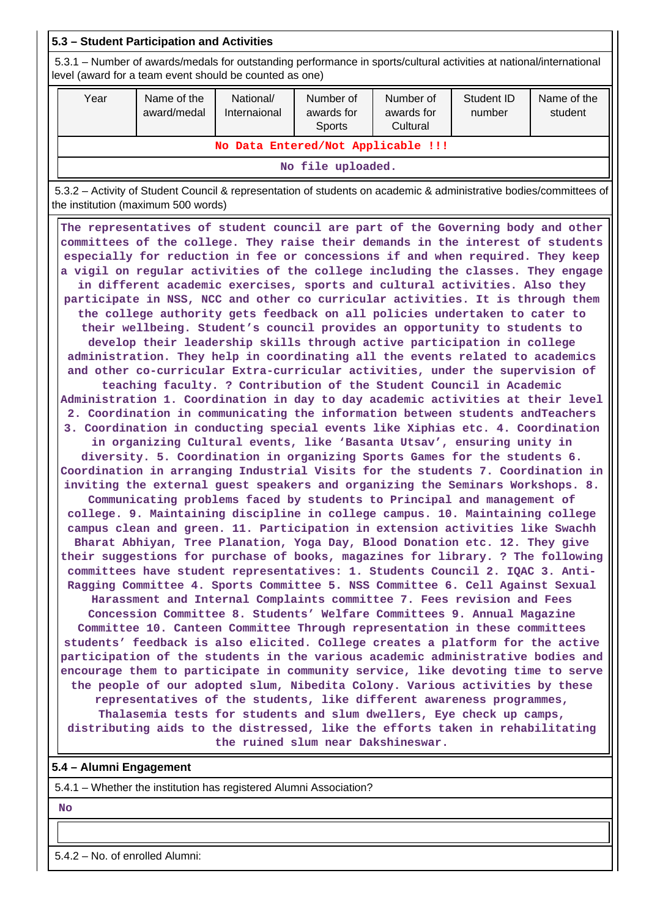### 5.3 – Student Participation and Activities

5.3.1 – Number of awards/medals for outstanding performance in sports/cultural activities at national/international level (award for a team event should be counted as one)

| Year | Name of the award/medal | National/ Internaional | Number of awards for Sports | Number of awards for Cultural | Student ID number | Name of the student |
|---|---|---|---|---|---|---|
| No Data Entered/Not Applicable !!! | | | | | | |
| No file uploaded. | | | | | | |

5.3.2 – Activity of Student Council & representation of students on academic & administrative bodies/committees of the institution (maximum 500 words)

**The representatives of student council are part of the Governing body and other committees of the college. They raise their demands in the interest of students especially for reduction in fee or concessions if and when required. They keep a vigil on regular activities of the college including the classes. They engage in different academic exercises, sports and cultural activities. Also they participate in NSS, NCC and other co curricular activities. It is through them the college authority gets feedback on all policies undertaken to cater to their wellbeing. Student's council provides an opportunity to students to develop their leadership skills through active participation in college administration. They help in coordinating all the events related to academics and other co-curricular Extra-curricular activities, under the supervision of teaching faculty. ? Contribution of the Student Council in Academic Administration 1. Coordination in day to day academic activities at their level 2. Coordination in communicating the information between students andTeachers 3. Coordination in conducting special events like Xiphias etc. 4. Coordination in organizing Cultural events, like 'Basanta Utsav', ensuring unity in diversity. 5. Coordination in organizing Sports Games for the students 6. Coordination in arranging Industrial Visits for the students 7. Coordination in inviting the external guest speakers and organizing the Seminars Workshops. 8. Communicating problems faced by students to Principal and management of college. 9. Maintaining discipline in college campus. 10. Maintaining college campus clean and green. 11. Participation in extension activities like Swachh Bharat Abhiyan, Tree Planation, Yoga Day, Blood Donation etc. 12. They give their suggestions for purchase of books, magazines for library. ? The following committees have student representatives: 1. Students Council 2. IQAC 3. Anti-Ragging Committee 4. Sports Committee 5. NSS Committee 6. Cell Against Sexual Harassment and Internal Complaints committee 7. Fees revision and Fees Concession Committee 8. Students' Welfare Committees 9. Annual Magazine Committee 10. Canteen Committee Through representation in these committees students' feedback is also elicited. College creates a platform for the active participation of the students in the various academic administrative bodies and encourage them to participate in community service, like devoting time to serve the people of our adopted slum, Nibedita Colony. Various activities by these representatives of the students, like different awareness programmes, Thalasemia tests for students and slum dwellers, Eye check up camps, distributing aids to the distressed, like the efforts taken in rehabilitating the ruined slum near Dakshineswar.**

### 5.4 – Alumni Engagement

5.4.1 – Whether the institution has registered Alumni Association?

**No**

5.4.2 – No. of enrolled Alumni: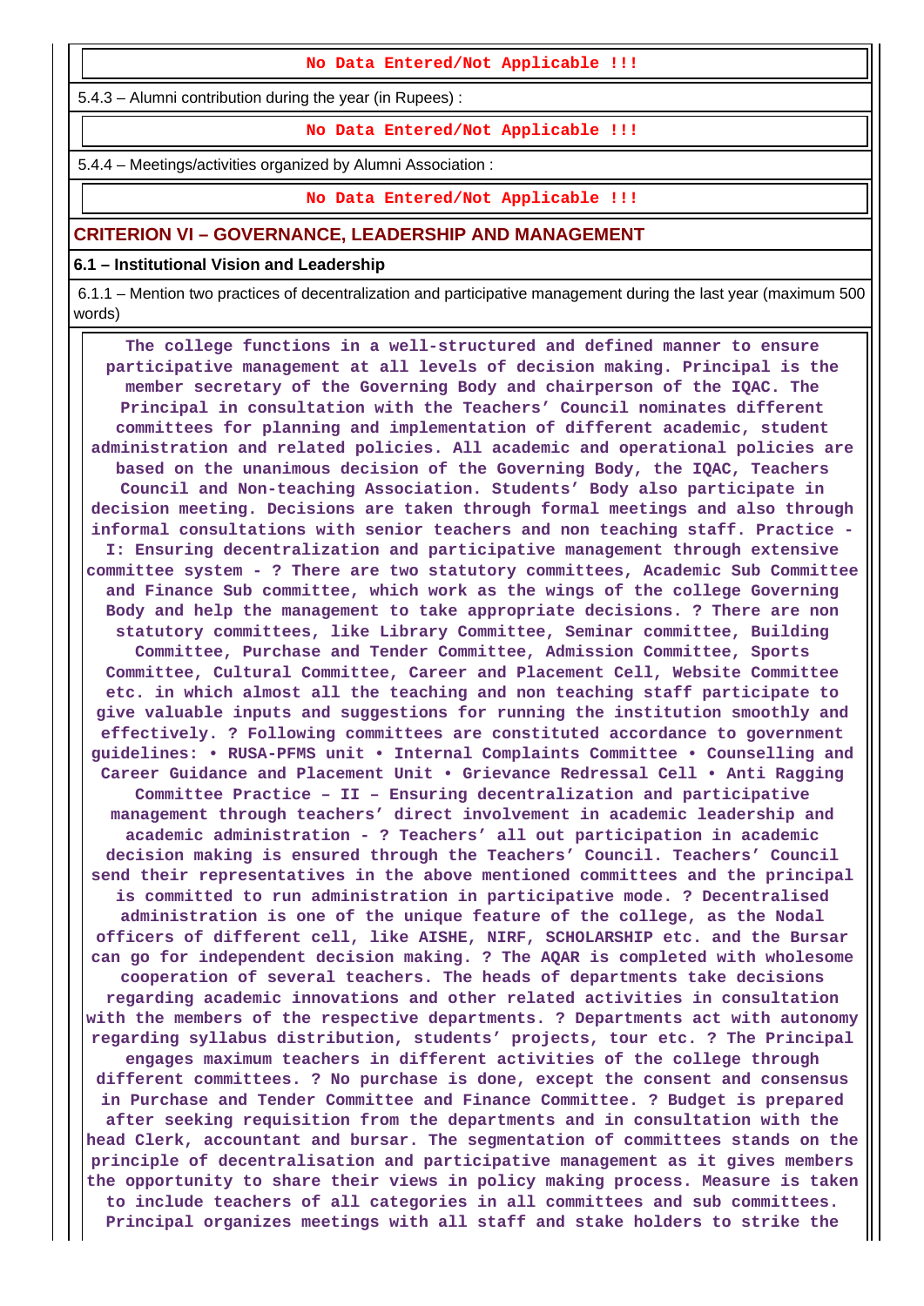No Data Entered/Not Applicable !!!

5.4.3 – Alumni contribution during the year (in Rupees) :

No Data Entered/Not Applicable !!!

5.4.4 – Meetings/activities organized by Alumni Association :

No Data Entered/Not Applicable !!!

## CRITERION VI – GOVERNANCE, LEADERSHIP AND MANAGEMENT

### 6.1 – Institutional Vision and Leadership

6.1.1 – Mention two practices of decentralization and participative management during the last year (maximum 500 words)

The college functions in a well-structured and defined manner to ensure participative management at all levels of decision making. Principal is the member secretary of the Governing Body and chairperson of the IQAC. The Principal in consultation with the Teachers' Council nominates different committees for planning and implementation of different academic, student administration and related policies. All academic and operational policies are based on the unanimous decision of the Governing Body, the IQAC, Teachers Council and Non-teaching Association. Students' Body also participate in decision meeting. Decisions are taken through formal meetings and also through informal consultations with senior teachers and non teaching staff. Practice - I: Ensuring decentralization and participative management through extensive committee system - ? There are two statutory committees, Academic Sub Committee and Finance Sub committee, which work as the wings of the college Governing Body and help the management to take appropriate decisions. ? There are non statutory committees, like Library Committee, Seminar committee, Building Committee, Purchase and Tender Committee, Admission Committee, Sports Committee, Cultural Committee, Career and Placement Cell, Website Committee etc. in which almost all the teaching and non teaching staff participate to give valuable inputs and suggestions for running the institution smoothly and effectively. ? Following committees are constituted accordance to government guidelines: • RUSA-PFMS unit • Internal Complaints Committee • Counselling and Career Guidance and Placement Unit • Grievance Redressal Cell • Anti Ragging Committee Practice – II – Ensuring decentralization and participative management through teachers' direct involvement in academic leadership and academic administration - ? Teachers' all out participation in academic decision making is ensured through the Teachers' Council. Teachers' Council send their representatives in the above mentioned committees and the principal is committed to run administration in participative mode. ? Decentralised administration is one of the unique feature of the college, as the Nodal officers of different cell, like AISHE, NIRF, SCHOLARSHIP etc. and the Bursar can go for independent decision making. ? The AQAR is completed with wholesome cooperation of several teachers. The heads of departments take decisions regarding academic innovations and other related activities in consultation with the members of the respective departments. ? Departments act with autonomy regarding syllabus distribution, students' projects, tour etc. ? The Principal engages maximum teachers in different activities of the college through different committees. ? No purchase is done, except the consent and consensus in Purchase and Tender Committee and Finance Committee. ? Budget is prepared after seeking requisition from the departments and in consultation with the head Clerk, accountant and bursar. The segmentation of committees stands on the principle of decentralisation and participative management as it gives members the opportunity to share their views in policy making process. Measure is taken to include teachers of all categories in all committees and sub committees. Principal organizes meetings with all staff and stake holders to strike the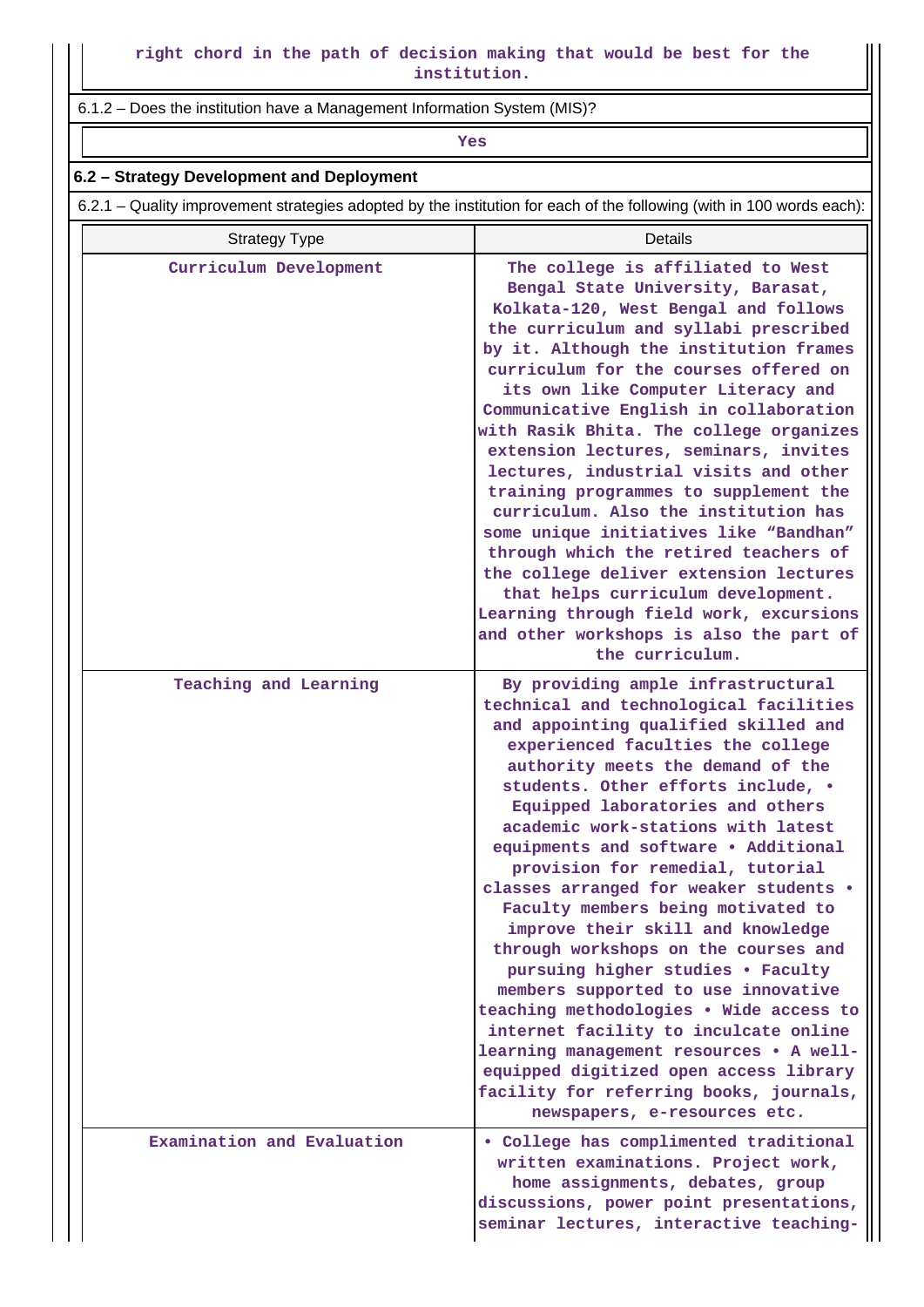right chord in the path of decision making that would be best for the institution.

6.1.2 – Does the institution have a Management Information System (MIS)?

Yes

## 6.2 – Strategy Development and Deployment

6.2.1 – Quality improvement strategies adopted by the institution for each of the following (with in 100 words each):

| Strategy Type | Details |
|---|---|
| Curriculum Development | The college is affiliated to West Bengal State University, Barasat, Kolkata-120, West Bengal and follows the curriculum and syllabi prescribed by it. Although the institution frames curriculum for the courses offered on its own like Computer Literacy and Communicative English in collaboration with Rasik Bhita. The college organizes extension lectures, seminars, invites lectures, industrial visits and other training programmes to supplement the curriculum. Also the institution has some unique initiatives like "Bandhan" through which the retired teachers of the college deliver extension lectures that helps curriculum development. Learning through field work, excursions and other workshops is also the part of the curriculum. |
| Teaching and Learning | By providing ample infrastructural technical and technological facilities and appointing qualified skilled and experienced faculties the college authority meets the demand of the students. Other efforts include, • Equipped laboratories and others academic work-stations with latest equipments and software • Additional provision for remedial, tutorial classes arranged for weaker students • Faculty members being motivated to improve their skill and knowledge through workshops on the courses and pursuing higher studies • Faculty members supported to use innovative teaching methodologies • Wide access to internet facility to inculcate online learning management resources • A well-equipped digitized open access library facility for referring books, journals, newspapers, e-resources etc. |
| Examination and Evaluation | • College has complimented traditional written examinations. Project work, home assignments, debates, group discussions, power point presentations, seminar lectures, interactive teaching- |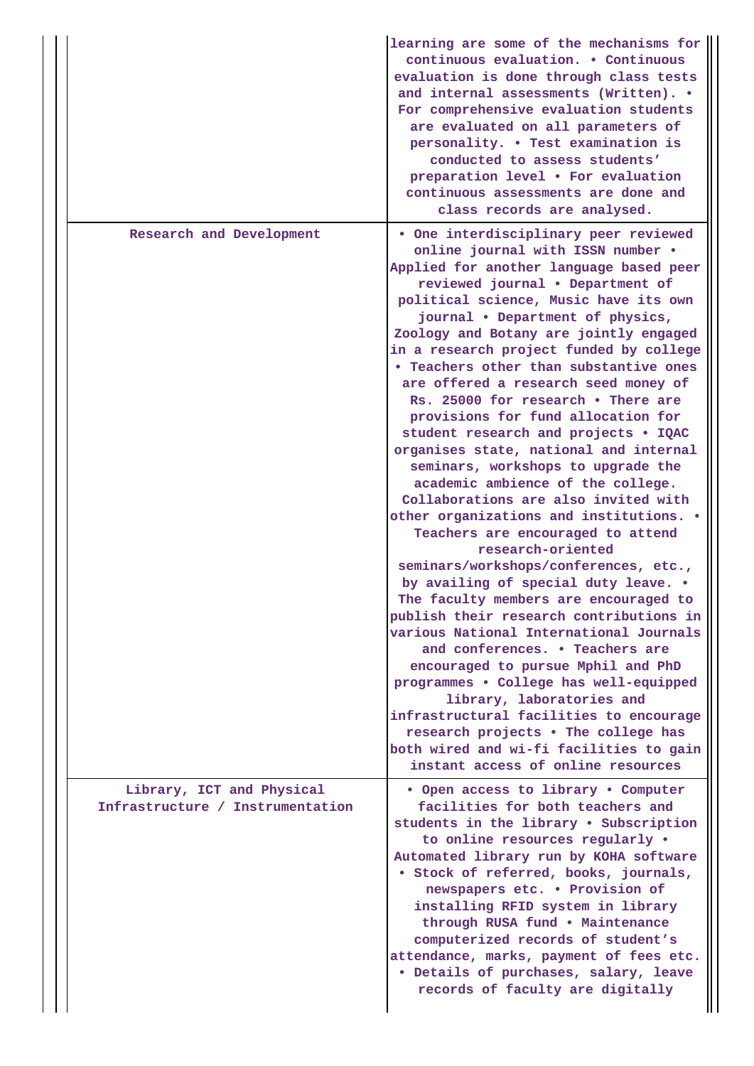| | |
|---|---|
| | learning are some of the mechanisms for continuous evaluation. • Continuous evaluation is done through class tests and internal assessments (Written). • For comprehensive evaluation students are evaluated on all parameters of personality. • Test examination is conducted to assess students' preparation level • For evaluation continuous assessments are done and class records are analysed. |
| Research and Development | • One interdisciplinary peer reviewed online journal with ISSN number • Applied for another language based peer reviewed journal • Department of political science, Music have its own journal • Department of physics, Zoology and Botany are jointly engaged in a research project funded by college • Teachers other than substantive ones are offered a research seed money of Rs. 25000 for research • There are provisions for fund allocation for student research and projects • IQAC organises state, national and internal seminars, workshops to upgrade the academic ambience of the college. Collaborations are also invited with other organizations and institutions. • Teachers are encouraged to attend research-oriented seminars/workshops/conferences, etc., by availing of special duty leave. • The faculty members are encouraged to publish their research contributions in various National International Journals and conferences. • Teachers are encouraged to pursue Mphil and PhD programmes • College has well-equipped library, laboratories and infrastructural facilities to encourage research projects • The college has both wired and wi-fi facilities to gain instant access of online resources |
| Library, ICT and Physical Infrastructure / Instrumentation | • Open access to library • Computer facilities for both teachers and students in the library • Subscription to online resources regularly • Automated library run by KOHA software • Stock of referred, books, journals, newspapers etc. • Provision of installing RFID system in library through RUSA fund • Maintenance computerized records of student's attendance, marks, payment of fees etc. • Details of purchases, salary, leave records of faculty are digitally |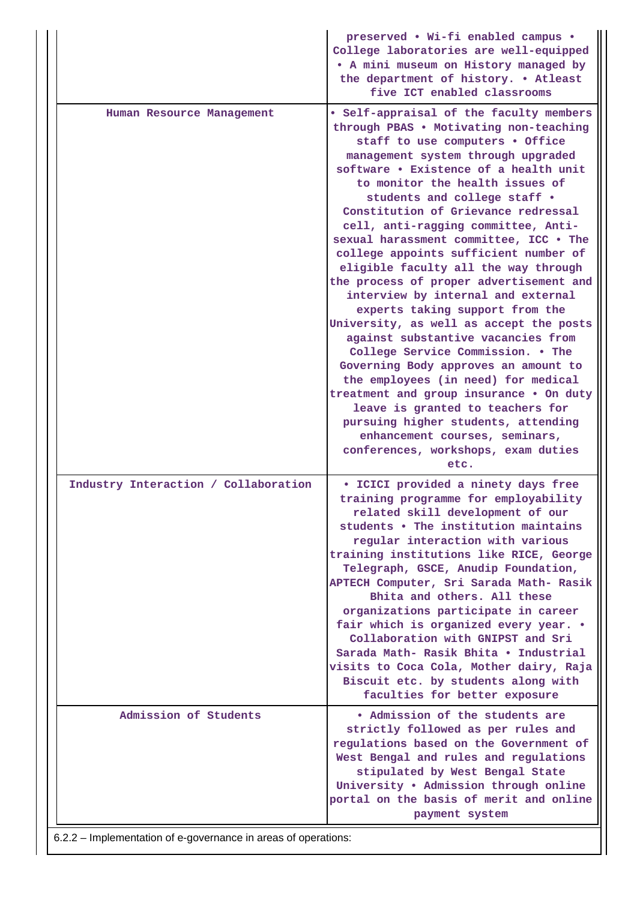| | |
|---|---|
| | preserved • Wi-fi enabled campus • College laboratories are well-equipped • A mini museum on History managed by the department of history. • Atleast five ICT enabled classrooms |
| Human Resource Management | • Self-appraisal of the faculty members through PBAS • Motivating non-teaching staff to use computers • Office management system through upgraded software • Existence of a health unit to monitor the health issues of students and college staff • Constitution of Grievance redressal cell, anti-ragging committee, Anti-sexual harassment committee, ICC • The college appoints sufficient number of eligible faculty all the way through the process of proper advertisement and interview by internal and external experts taking support from the University, as well as accept the posts against substantive vacancies from College Service Commission. • The Governing Body approves an amount to the employees (in need) for medical treatment and group insurance • On duty leave is granted to teachers for pursuing higher students, attending enhancement courses, seminars, conferences, workshops, exam duties etc. |
| Industry Interaction / Collaboration | • ICICI provided a ninety days free training programme for employability related skill development of our students • The institution maintains regular interaction with various training institutions like RICE, George Telegraph, GSCE, Anudip Foundation, APTECH Computer, Sri Sarada Math- Rasik Bhita and others. All these organizations participate in career fair which is organized every year. • Collaboration with GNIPST and Sri Sarada Math- Rasik Bhita • Industrial visits to Coca Cola, Mother dairy, Raja Biscuit etc. by students along with faculties for better exposure |
| Admission of Students | • Admission of the students are strictly followed as per rules and regulations based on the Government of West Bengal and rules and regulations stipulated by West Bengal State University • Admission through online portal on the basis of merit and online payment system |

6.2.2 – Implementation of e-governance in areas of operations: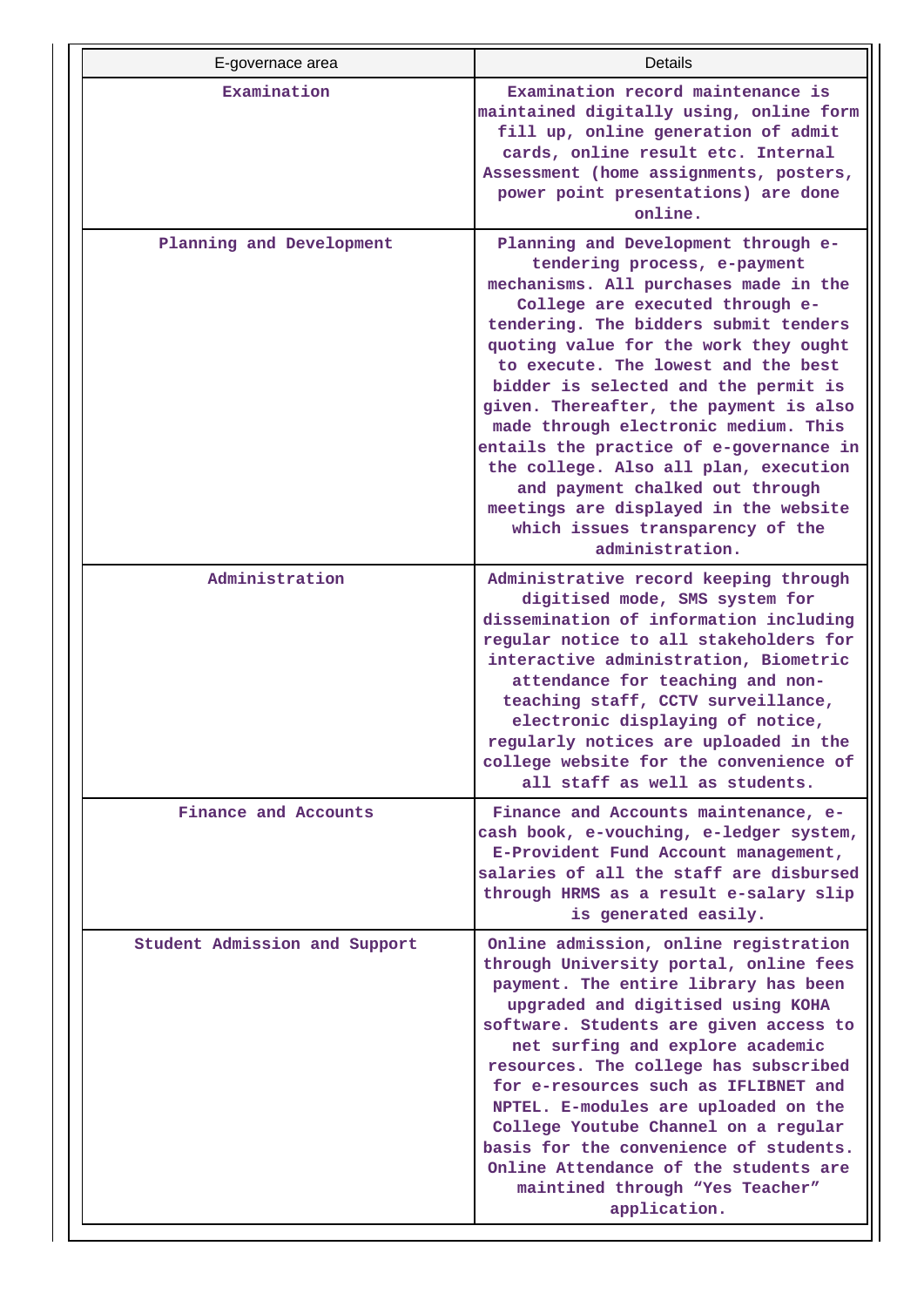| E-governace area | Details |
|---|---|
| Examination | Examination record maintenance is maintained digitally using, online form fill up, online generation of admit cards, online result etc. Internal Assessment (home assignments, posters, power point presentations) are done online. |
| Planning and Development | Planning and Development through e-tendering process, e-payment mechanisms. All purchases made in the College are executed through e-tendering. The bidders submit tenders quoting value for the work they ought to execute. The lowest and the best bidder is selected and the permit is given. Thereafter, the payment is also made through electronic medium. This entails the practice of e-governance in the college. Also all plan, execution and payment chalked out through meetings are displayed in the website which issues transparency of the administration. |
| Administration | Administrative record keeping through digitised mode, SMS system for dissemination of information including regular notice to all stakeholders for interactive administration, Biometric attendance for teaching and non-teaching staff, CCTV surveillance, electronic displaying of notice, regularly notices are uploaded in the college website for the convenience of all staff as well as students. |
| Finance and Accounts | Finance and Accounts maintenance, e-cash book, e-vouching, e-ledger system, E-Provident Fund Account management, salaries of all the staff are disbursed through HRMS as a result e-salary slip is generated easily. |
| Student Admission and Support | Online admission, online registration through University portal, online fees payment. The entire library has been upgraded and digitised using KOHA software. Students are given access to net surfing and explore academic resources. The college has subscribed for e-resources such as IFLIBNET and NPTEL. E-modules are uploaded on the College Youtube Channel on a regular basis for the convenience of students. Online Attendance of the students are maintined through "Yes Teacher" application. |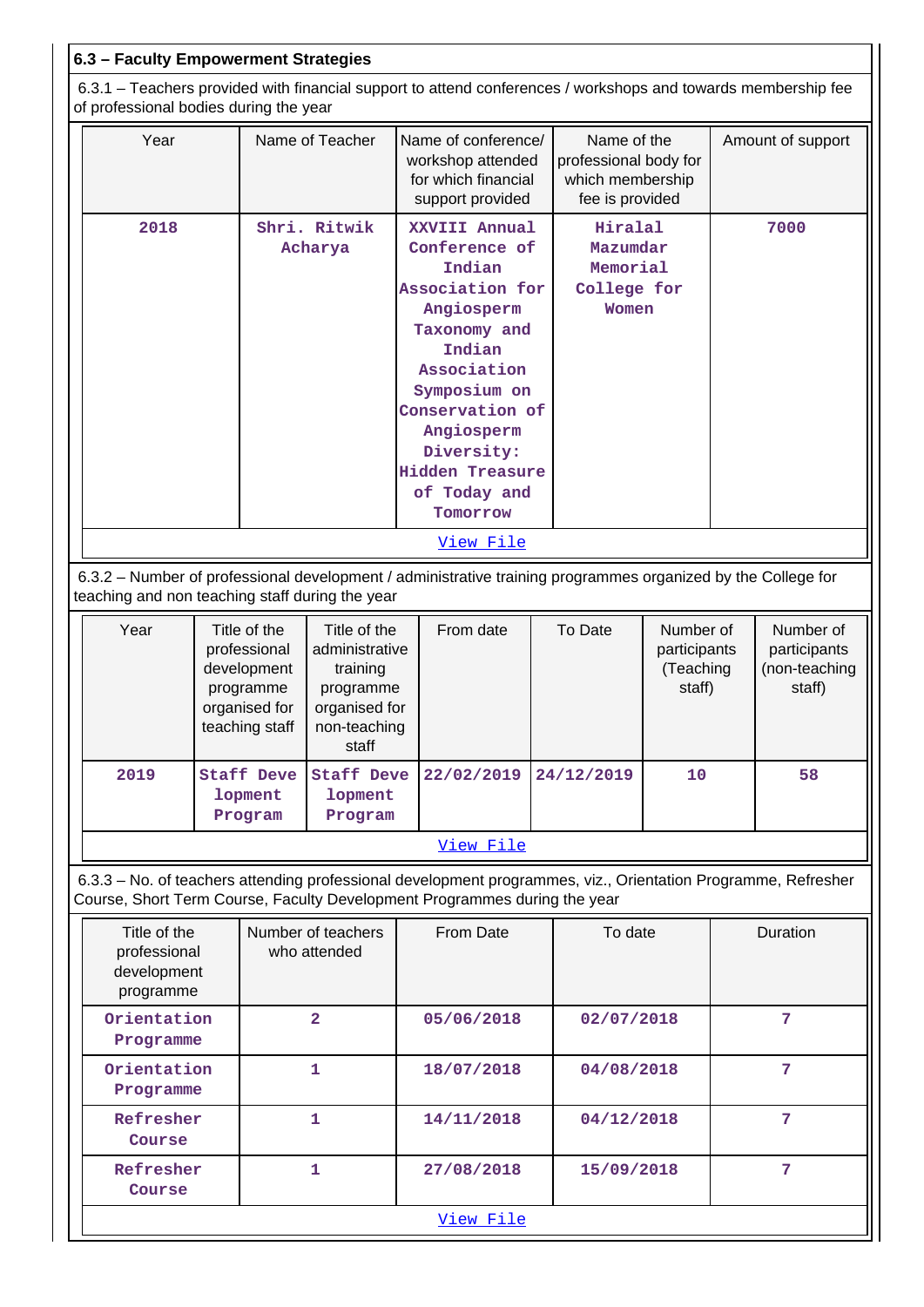## 6.3 – Faculty Empowerment Strategies

6.3.1 – Teachers provided with financial support to attend conferences / workshops and towards membership fee of professional bodies during the year

| Year | Name of Teacher | Name of conference/ workshop attended for which financial support provided | Name of the professional body for which membership fee is provided | Amount of support |
|---|---|---|---|---|
| 2018 | Shri. Ritwik Acharya | XXVIII Annual Conference of Indian Association for Angiosperm Taxonomy and Indian Association Symposium on Conservation of Angiosperm Diversity: Hidden Treasure of Today and Tomorrow | Hiralal Mazumdar Memorial College for Women | 7000 |

View File

6.3.2 – Number of professional development / administrative training programmes organized by the College for teaching and non teaching staff during the year

| Year | Title of the professional development programme organised for teaching staff | Title of the administrative training programme organised for non-teaching staff | From date | To Date | Number of participants (Teaching staff) | Number of participants (non-teaching staff) |
|---|---|---|---|---|---|---|
| 2019 | Staff Development Program | Staff Development Program | 22/02/2019 | 24/12/2019 | 10 | 58 |

View File

6.3.3 – No. of teachers attending professional development programmes, viz., Orientation Programme, Refresher Course, Short Term Course, Faculty Development Programmes during the year

| Title of the professional development programme | Number of teachers who attended | From Date | To date | Duration |
|---|---|---|---|---|
| Orientation Programme | 2 | 05/06/2018 | 02/07/2018 | 7 |
| Orientation Programme | 1 | 18/07/2018 | 04/08/2018 | 7 |
| Refresher Course | 1 | 14/11/2018 | 04/12/2018 | 7 |
| Refresher Course | 1 | 27/08/2018 | 15/09/2018 | 7 |

View File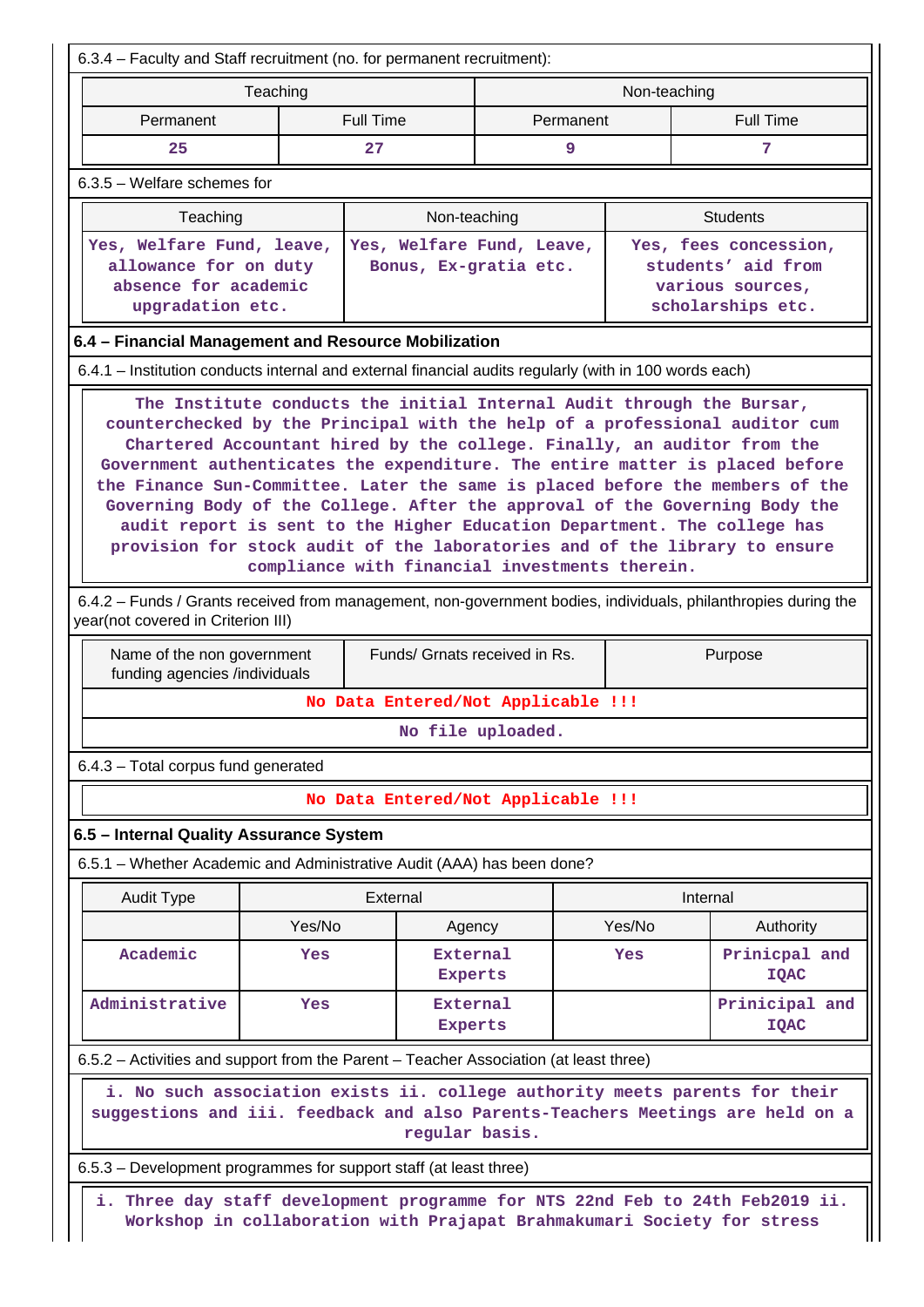6.3.4 – Faculty and Staff recruitment (no. for permanent recruitment):

| Teaching | | Non-teaching | |
|---|---|---|---|
| Permanent | Full Time | Permanent | Full Time |
| 25 | 27 | 9 | 7 |

6.3.5 – Welfare schemes for

| Teaching | Non-teaching | Students |
|---|---|---|
| Yes, Welfare Fund, leave, allowance for on duty absence for academic upgradation etc. | Yes, Welfare Fund, Leave, Bonus, Ex-gratia etc. | Yes, fees concession, students' aid from various sources, scholarships etc. |

### 6.4 – Financial Management and Resource Mobilization

6.4.1 – Institution conducts internal and external financial audits regularly (with in 100 words each)

The Institute conducts the initial Internal Audit through the Bursar, counterchecked by the Principal with the help of a professional auditor cum Chartered Accountant hired by the college. Finally, an auditor from the Government authenticates the expenditure. The entire matter is placed before the Finance Sun-Committee. Later the same is placed before the members of the Governing Body of the College. After the approval of the Governing Body the audit report is sent to the Higher Education Department. The college has provision for stock audit of the laboratories and of the library to ensure compliance with financial investments therein.

6.4.2 – Funds / Grants received from management, non-government bodies, individuals, philanthropies during the year(not covered in Criterion III)

| Name of the non government funding agencies /individuals | Funds/ Grnats received in Rs. | Purpose |
|---|---|---|
| No Data Entered/Not Applicable !!! | | |
| No file uploaded. | | |

6.4.3 – Total corpus fund generated

No Data Entered/Not Applicable !!!

### 6.5 – Internal Quality Assurance System

6.5.1 – Whether Academic and Administrative Audit (AAA) has been done?

| Audit Type | External | | Internal | |
|---|---|---|---|---|
| | Yes/No | Agency | Yes/No | Authority |
| Academic | Yes | External Experts | Yes | Prinicpal and IQAC |
| Administrative | Yes | External Experts | | Prinicipal and IQAC |

6.5.2 – Activities and support from the Parent – Teacher Association (at least three)

i. No such association exists ii. college authority meets parents for their suggestions and iii. feedback and also Parents-Teachers Meetings are held on a regular basis.

6.5.3 – Development programmes for support staff (at least three)

i. Three day staff development programme for NTS 22nd Feb to 24th Feb2019 ii. Workshop in collaboration with Prajapat Brahmakumari Society for stress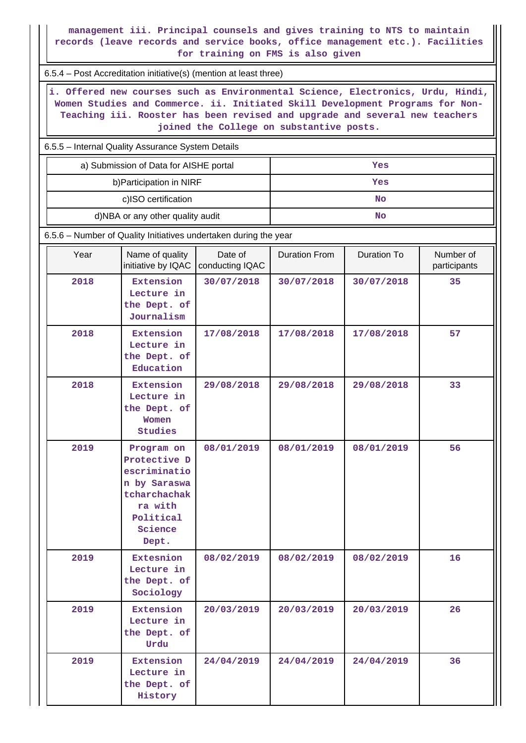management iii. Principal counsels and gives training to NTS to maintain records (leave records and service books, office management etc.). Facilities for training on FMS is also given

6.5.4 – Post Accreditation initiative(s) (mention at least three)

i. Offered new courses such as Environmental Science, Electronics, Urdu, Hindi, Women Studies and Commerce. ii. Initiated Skill Development Programs for Non-Teaching iii. Rooster has been revised and upgrade and several new teachers joined the College on substantive posts.

6.5.5 – Internal Quality Assurance System Details

| | |
|---|---|
| a) Submission of Data for AISHE portal | Yes |
| b)Participation in NIRF | Yes |
| c)ISO certification | No |
| d)NBA or any other quality audit | No |

6.5.6 – Number of Quality Initiatives undertaken during the year

| Year | Name of quality initiative by IQAC | Date of conducting IQAC | Duration From | Duration To | Number of participants |
|---|---|---|---|---|---|
| 2018 | Extension Lecture in the Dept. of Journalism | 30/07/2018 | 30/07/2018 | 30/07/2018 | 35 |
| 2018 | Extension Lecture in the Dept. of Education | 17/08/2018 | 17/08/2018 | 17/08/2018 | 57 |
| 2018 | Extension Lecture in the Dept. of Women Studies | 29/08/2018 | 29/08/2018 | 29/08/2018 | 33 |
| 2019 | Program on Protective Descriminatioon by Saraswatcharchachakra with Political Science Dept. | 08/01/2019 | 08/01/2019 | 08/01/2019 | 56 |
| 2019 | Extesnion Lecture in the Dept. of Sociology | 08/02/2019 | 08/02/2019 | 08/02/2019 | 16 |
| 2019 | Extension Lecture in the Dept. of Urdu | 20/03/2019 | 20/03/2019 | 20/03/2019 | 26 |
| 2019 | Extension Lecture in the Dept. of History | 24/04/2019 | 24/04/2019 | 24/04/2019 | 36 |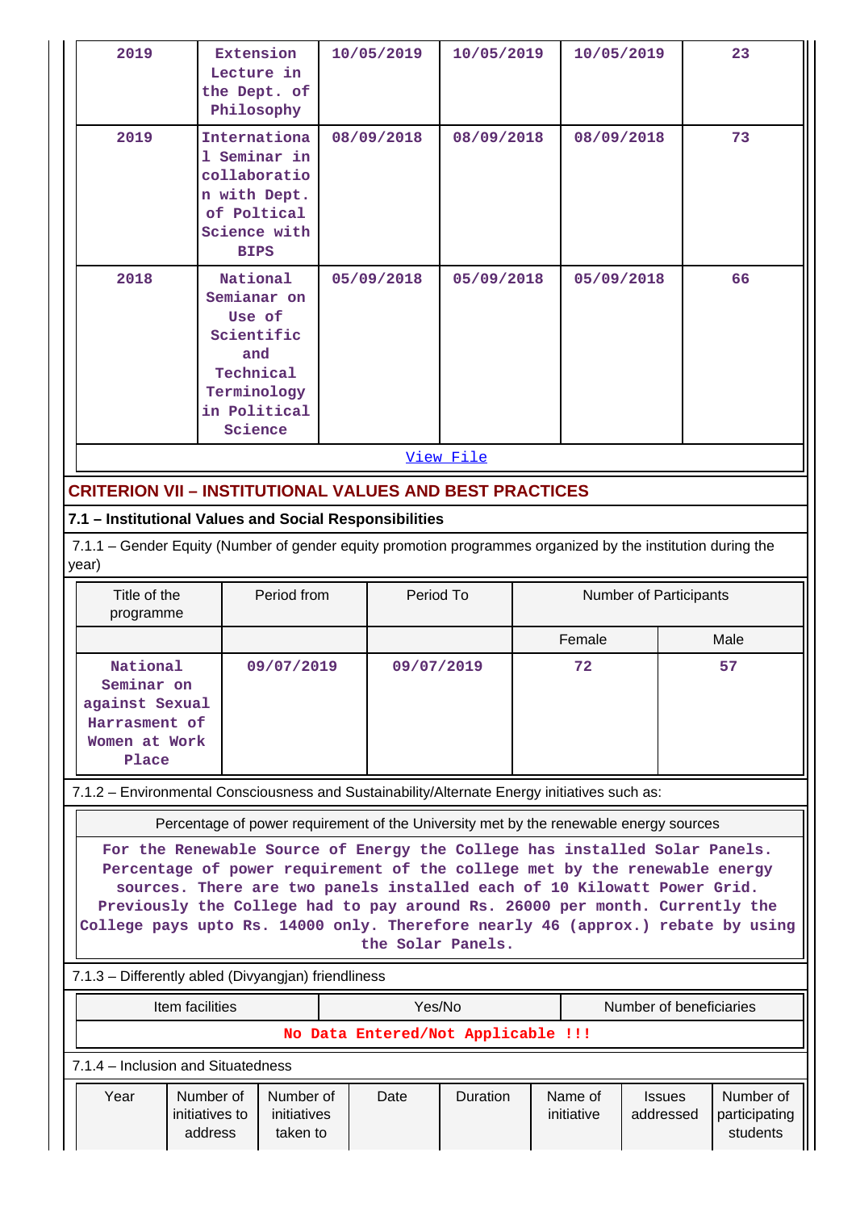| | | | | | |
|---|---|---|---|---|---|
| 2019 | Extension Lecture in the Dept. of Philosophy | 10/05/2019 | 10/05/2019 | 10/05/2019 | 23 |
| 2019 | International Seminar in collaboration with Dept. of Poltical Science with BIPS | 08/09/2018 | 08/09/2018 | 08/09/2018 | 73 |
| 2018 | National Semianar on Use of Scientific and Technical Terminology in Political Science | 05/09/2018 | 05/09/2018 | 05/09/2018 | 66 |

View File

## CRITERION VII – INSTITUTIONAL VALUES AND BEST PRACTICES

### 7.1 – Institutional Values and Social Responsibilities

7.1.1 – Gender Equity (Number of gender equity promotion programmes organized by the institution during the year)

| Title of the programme | Period from | Period To | Number of Participants | |
|---|---|---|---|---|
| | | | Female | Male |
| National Seminar on against Sexual Harrasment of Women at Work Place | 09/07/2019 | 09/07/2019 | 72 | 57 |

7.1.2 – Environmental Consciousness and Sustainability/Alternate Energy initiatives such as:

| Percentage of power requirement of the University met by the renewable energy sources |
|---|
| For the Renewable Source of Energy the College has installed Solar Panels. Percentage of power requirement of the college met by the renewable energy sources. There are two panels installed each of 10 Kilowatt Power Grid. Previously the College had to pay around Rs. 26000 per month. Currently the College pays upto Rs. 14000 only. Therefore nearly 46 (approx.) rebate by using the Solar Panels. |

7.1.3 – Differently abled (Divyangjan) friendliness

| Item facilities | Yes/No | Number of beneficiaries |
|---|---|---|
| No Data Entered/Not Applicable !!! | | |

7.1.4 – Inclusion and Situatedness

| Year | Number of initiatives to address | Number of initiatives taken to | Date | Duration | Name of initiative | Issues addressed | Number of participating students |
|---|---|---|---|---|---|---|---|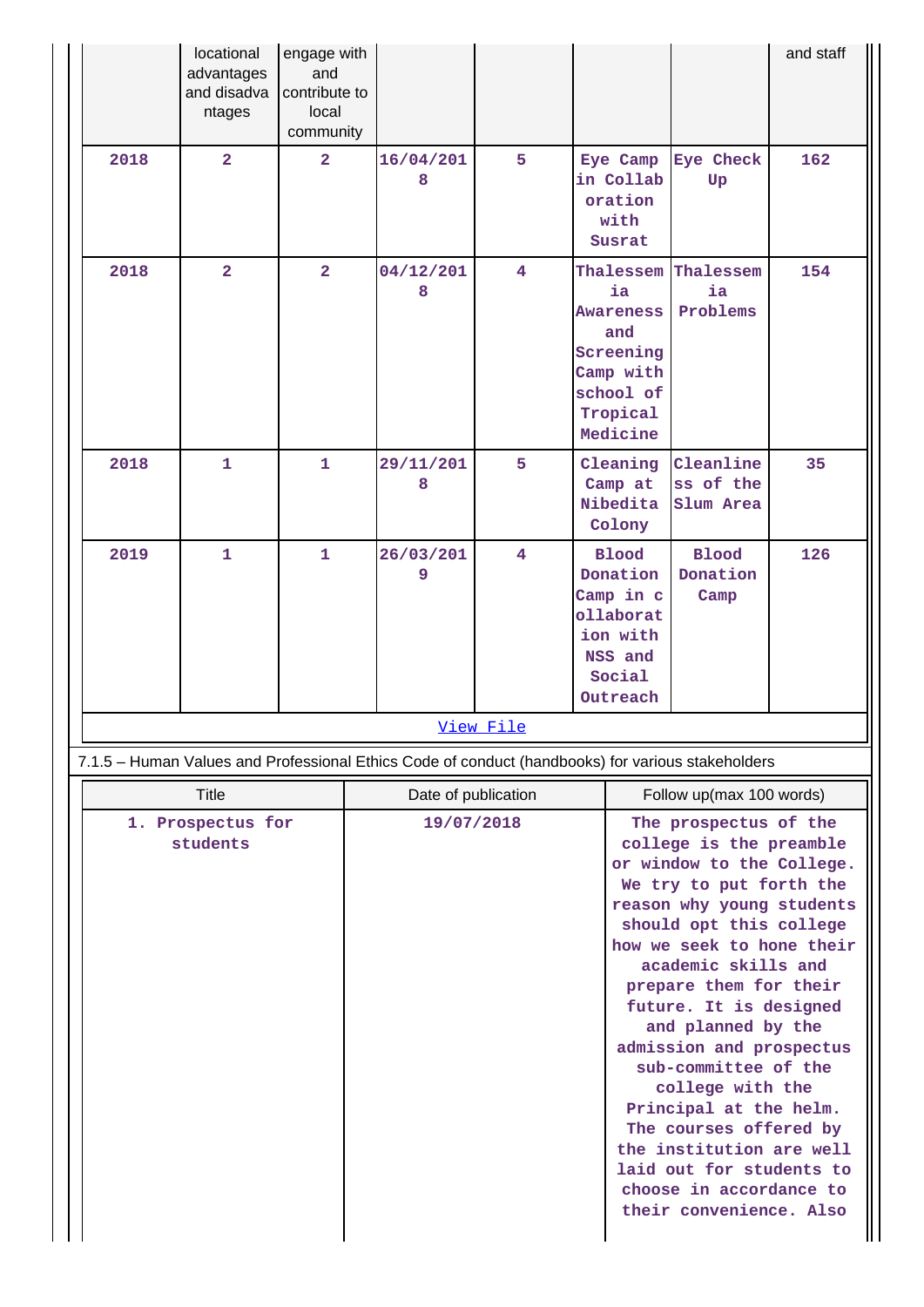| | locational advantages and disadvantages | engage with and contribute to local community | | | | | and staff |
|---|---|---|---|---|---|---|---|
| 2018 | 2 | 2 | 16/04/2018 | 5 | Eye Camp in Collaboration with Susrat | Eye Check Up | 162 |
| 2018 | 2 | 2 | 04/12/2018 | 4 | Thalessemia Awareness and Screening Camp with school of Tropical Medicine | Thalessemia Problems | 154 |
| 2018 | 1 | 1 | 29/11/2018 | 5 | Cleaning Camp at Nibedita Colony | Cleanliness of the Slum Area | 35 |
| 2019 | 1 | 1 | 26/03/2019 | 4 | Blood Donation Camp in collaboration with NSS and Social Outreach | Blood Donation Camp | 126 |

View File

7.1.5 – Human Values and Professional Ethics Code of conduct (handbooks) for various stakeholders

| Title | Date of publication | Follow up(max 100 words) |
|---|---|---|
| 1. Prospectus for students | 19/07/2018 | The prospectus of the college is the preamble or window to the College. We try to put forth the reason why young students should opt this college how we seek to hone their academic skills and prepare them for their future. It is designed and planned by the admission and prospectus sub-committee of the college with the Principal at the helm. The courses offered by the institution are well laid out for students to choose in accordance to their convenience. Also |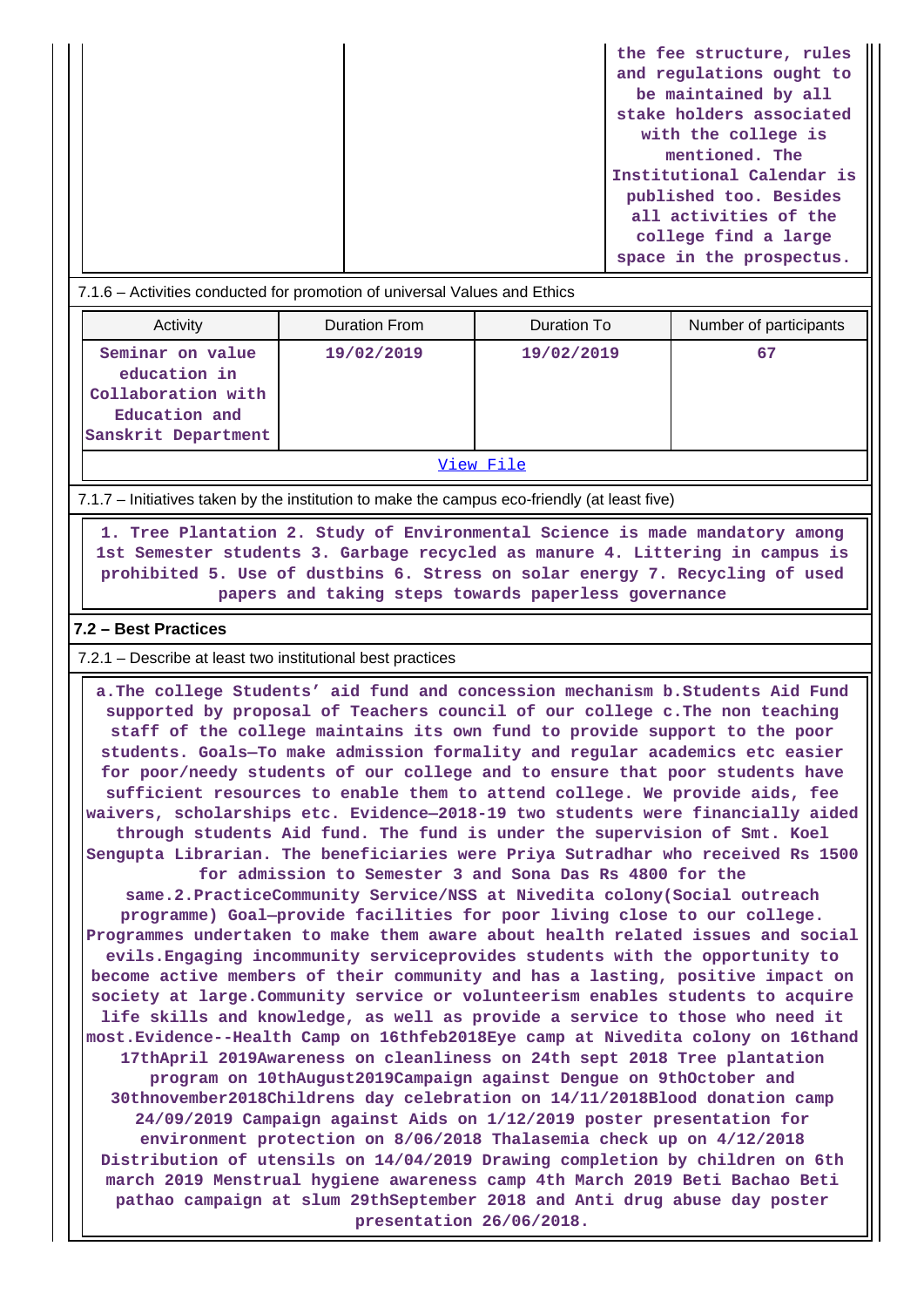| | | |
|---|---|---|
| | | the fee structure, rules and regulations ought to be maintained by all stake holders associated with the college is mentioned. The Institutional Calendar is published too. Besides all activities of the college find a large space in the prospectus. |

7.1.6 – Activities conducted for promotion of universal Values and Ethics

| Activity | Duration From | Duration To | Number of participants |
|---|---|---|---|
| Seminar on value education in Collaboration with Education and Sanskrit Department | 19/02/2019 | 19/02/2019 | 67 |

View File

7.1.7 – Initiatives taken by the institution to make the campus eco-friendly (at least five)

1. Tree Plantation 2. Study of Environmental Science is made mandatory among 1st Semester students 3. Garbage recycled as manure 4. Littering in campus is prohibited 5. Use of dustbins 6. Stress on solar energy 7. Recycling of used papers and taking steps towards paperless governance

**7.2 – Best Practices**

7.2.1 – Describe at least two institutional best practices

a.The college Students' aid fund and concession mechanism b.Students Aid Fund supported by proposal of Teachers council of our college c.The non teaching staff of the college maintains its own fund to provide support to the poor students. Goals—To make admission formality and regular academics etc easier for poor/needy students of our college and to ensure that poor students have sufficient resources to enable them to attend college. We provide aids, fee waivers, scholarships etc. Evidence—2018-19 two students were financially aided through students Aid fund. The fund is under the supervision of Smt. Koel Sengupta Librarian. The beneficiaries were Priya Sutradhar who received Rs 1500 for admission to Semester 3 and Sona Das Rs 4800 for the same.2.PracticeCommunity Service/NSS at Nivedita colony(Social outreach programme) Goal—provide facilities for poor living close to our college. Programmes undertaken to make them aware about health related issues and social evils.Engaging incommunity serviceprovides students with the opportunity to become active members of their community and has a lasting, positive impact on society at large.Community service or volunteerism enables students to acquire life skills and knowledge, as well as provide a service to those who need it most.Evidence--Health Camp on 16thfeb2018Eye camp at Nivedita colony on 16thand 17thApril 2019Awareness on cleanliness on 24th sept 2018 Tree plantation program on 10thAugust2019Campaign against Dengue on 9thOctober and 30thnovember2018Childrens day celebration on 14/11/2018Blood donation camp 24/09/2019 Campaign against Aids on 1/12/2019 poster presentation for environment protection on 8/06/2018 Thalasemia check up on 4/12/2018 Distribution of utensils on 14/04/2019 Drawing completion by children on 6th march 2019 Menstrual hygiene awareness camp 4th March 2019 Beti Bachao Beti pathao campaign at slum 29thSeptember 2018 and Anti drug abuse day poster presentation 26/06/2018.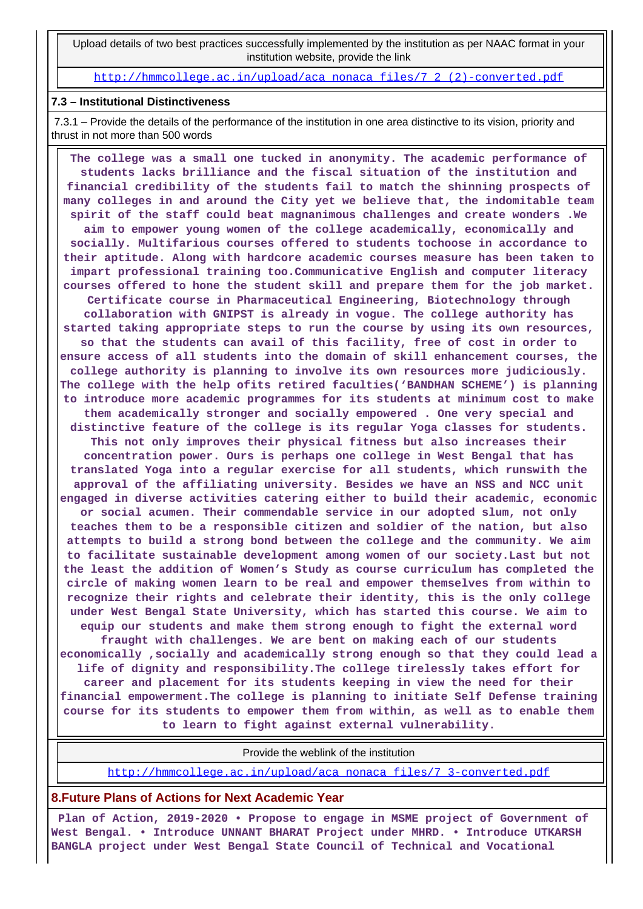| |
|---|
| Upload details of two best practices successfully implemented by the institution as per NAAC format in your institution website, provide the link |
| http://hmmcollege.ac.in/upload/aca_nonaca_files/7_2_(2)-converted.pdf |

**7.3 – Institutional Distinctiveness**

7.3.1 – Provide the details of the performance of the institution in one area distinctive to its vision, priority and thrust in not more than 500 words

**The college was a small one tucked in anonymity. The academic performance of students lacks brilliance and the fiscal situation of the institution and financial credibility of the students fail to match the shinning prospects of many colleges in and around the City yet we believe that, the indomitable team spirit of the staff could beat magnanimous challenges and create wonders .We aim to empower young women of the college academically, economically and socially. Multifarious courses offered to students tochoose in accordance to their aptitude. Along with hardcore academic courses measure has been taken to impart professional training too.Communicative English and computer literacy courses offered to hone the student skill and prepare them for the job market. Certificate course in Pharmaceutical Engineering, Biotechnology through collaboration with GNIPST is already in vogue. The college authority has started taking appropriate steps to run the course by using its own resources, so that the students can avail of this facility, free of cost in order to ensure access of all students into the domain of skill enhancement courses, the college authority is planning to involve its own resources more judiciously. The college with the help ofits retired faculties('BANDHAN SCHEME') is planning to introduce more academic programmes for its students at minimum cost to make them academically stronger and socially empowered . One very special and distinctive feature of the college is its regular Yoga classes for students. This not only improves their physical fitness but also increases their concentration power. Ours is perhaps one college in West Bengal that has translated Yoga into a regular exercise for all students, which runswith the approval of the affiliating university. Besides we have an NSS and NCC unit engaged in diverse activities catering either to build their academic, economic or social acumen. Their commendable service in our adopted slum, not only teaches them to be a responsible citizen and soldier of the nation, but also attempts to build a strong bond between the college and the community. We aim to facilitate sustainable development among women of our society.Last but not the least the addition of Women's Study as course curriculum has completed the circle of making women learn to be real and empower themselves from within to recognize their rights and celebrate their identity, this is the only college under West Bengal State University, which has started this course. We aim to equip our students and make them strong enough to fight the external word fraught with challenges. We are bent on making each of our students economically ,socially and academically strong enough so that they could lead a life of dignity and responsibility.The college tirelessly takes effort for career and placement for its students keeping in view the need for their financial empowerment.The college is planning to initiate Self Defense training course for its students to empower them from within, as well as to enable them to learn to fight against external vulnerability.**

| |
|---|
| Provide the weblink of the institution |
| http://hmmcollege.ac.in/upload/aca_nonaca_files/7_3-converted.pdf |

## 8.Future Plans of Actions for Next Academic Year

**Plan of Action, 2019-2020 • Propose to engage in MSME project of Government of West Bengal. • Introduce UNNANT BHARAT Project under MHRD. • Introduce UTKARSH BANGLA project under West Bengal State Council of Technical and Vocational**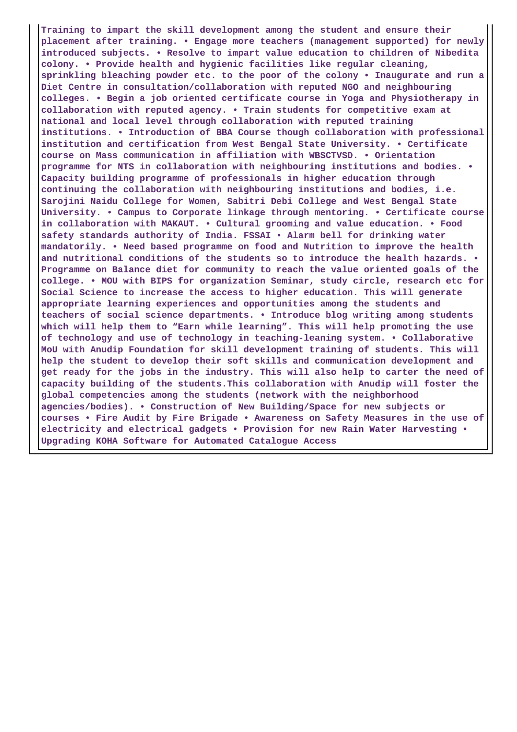**Training to impart the skill development among the student and ensure their placement after training. • Engage more teachers (management supported) for newly introduced subjects. • Resolve to impart value education to children of Nibedita colony. • Provide health and hygienic facilities like regular cleaning, sprinkling bleaching powder etc. to the poor of the colony • Inaugurate and run a Diet Centre in consultation/collaboration with reputed NGO and neighbouring colleges. • Begin a job oriented certificate course in Yoga and Physiotherapy in collaboration with reputed agency. • Train students for competitive exam at national and local level through collaboration with reputed training institutions. • Introduction of BBA Course though collaboration with professional institution and certification from West Bengal State University. • Certificate course on Mass communication in affiliation with WBSCTVSD. • Orientation programme for NTS in collaboration with neighbouring institutions and bodies. • Capacity building programme of professionals in higher education through continuing the collaboration with neighbouring institutions and bodies, i.e. Sarojini Naidu College for Women, Sabitri Debi College and West Bengal State University. • Campus to Corporate linkage through mentoring. • Certificate course in collaboration with MAKAUT. • Cultural grooming and value education. • Food safety standards authority of India. FSSAI • Alarm bell for drinking water mandatorily. • Need based programme on food and Nutrition to improve the health and nutritional conditions of the students so to introduce the health hazards. • Programme on Balance diet for community to reach the value oriented goals of the college. • MOU with BIPS for organization Seminar, study circle, research etc for Social Science to increase the access to higher education. This will generate appropriate learning experiences and opportunities among the students and teachers of social science departments. • Introduce blog writing among students which will help them to "Earn while learning". This will help promoting the use of technology and use of technology in teaching-leaning system. • Collaborative MoU with Anudip Foundation for skill development training of students. This will help the student to develop their soft skills and communication development and get ready for the jobs in the industry. This will also help to carter the need of capacity building of the students.This collaboration with Anudip will foster the global competencies among the students (network with the neighborhood agencies/bodies). • Construction of New Building/Space for new subjects or courses • Fire Audit by Fire Brigade • Awareness on Safety Measures in the use of electricity and electrical gadgets • Provision for new Rain Water Harvesting • Upgrading KOHA Software for Automated Catalogue Access**